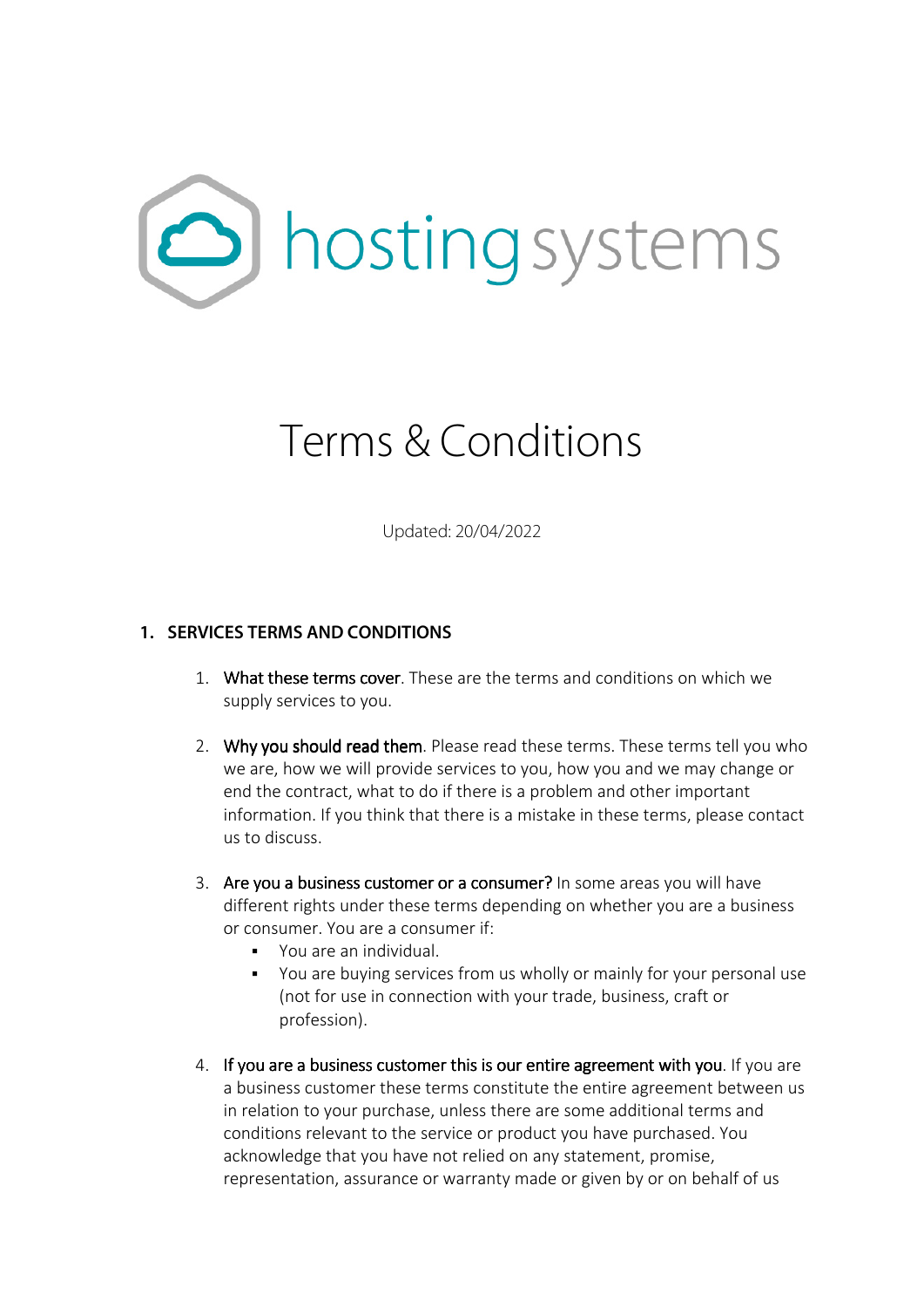hosting systems

# Terms & Conditions

Updated: 20/04/2022

## 1. SERVICES TERMS AND CONDITIONS

1. **What these terms cover**. These are the terms and conditions on which we supply services to you.

2. **Why you should read them**. Please read these terms. These terms tell you who we are, how we will provide services to you, how you and we may change or end the contract, what to do if there is a problem and other important information. If you think that there is a mistake in these terms, please contact us to discuss.

3. **Are you a business customer or a consumer?** In some areas you will have different rights under these terms depending on whether you are a business or consumer. You are a consumer if:
   - You are an individual.
   - You are buying services from us wholly or mainly for your personal use (not for use in connection with your trade, business, craft or profession).

4. **If you are a business customer this is our entire agreement with you**. If you are a business customer these terms constitute the entire agreement between us in relation to your purchase, unless there are some additional terms and conditions relevant to the service or product you have purchased. You acknowledge that you have not relied on any statement, promise, representation, assurance or warranty made or given by or on behalf of us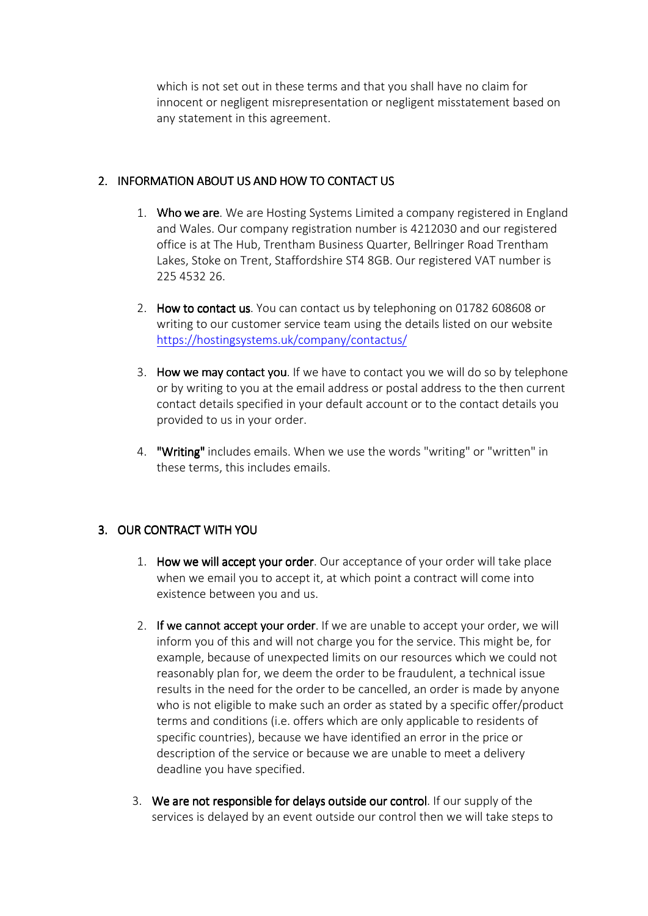which is not set out in these terms and that you shall have no claim for innocent or negligent misrepresentation or negligent misstatement based on any statement in this agreement.

## 2. INFORMATION ABOUT US AND HOW TO CONTACT US

1. **Who we are**. We are Hosting Systems Limited a company registered in England and Wales. Our company registration number is 4212030 and our registered office is at The Hub, Trentham Business Quarter, Bellringer Road Trentham Lakes, Stoke on Trent, Staffordshire ST4 8GB. Our registered VAT number is 225 4532 26.

2. **How to contact us**. You can contact us by telephoning on 01782 608608 or writing to our customer service team using the details listed on our website [https://hostingsystems.uk/company/contactus/](https://hostingsystems.uk/company/contactus/)

3. **How we may contact you**. If we have to contact you we will do so by telephone or by writing to you at the email address or postal address to the then current contact details specified in your default account or to the contact details you provided to us in your order.

4. **"Writing"** includes emails. When we use the words "writing" or "written" in these terms, this includes emails.

## 3. OUR CONTRACT WITH YOU

1. **How we will accept your order**. Our acceptance of your order will take place when we email you to accept it, at which point a contract will come into existence between you and us.

2. **If we cannot accept your order**. If we are unable to accept your order, we will inform you of this and will not charge you for the service. This might be, for example, because of unexpected limits on our resources which we could not reasonably plan for, we deem the order to be fraudulent, a technical issue results in the need for the order to be cancelled, an order is made by anyone who is not eligible to make such an order as stated by a specific offer/product terms and conditions (i.e. offers which are only applicable to residents of specific countries), because we have identified an error in the price or description of the service or because we are unable to meet a delivery deadline you have specified.

3. **We are not responsible for delays outside our control**. If our supply of the services is delayed by an event outside our control then we will take steps to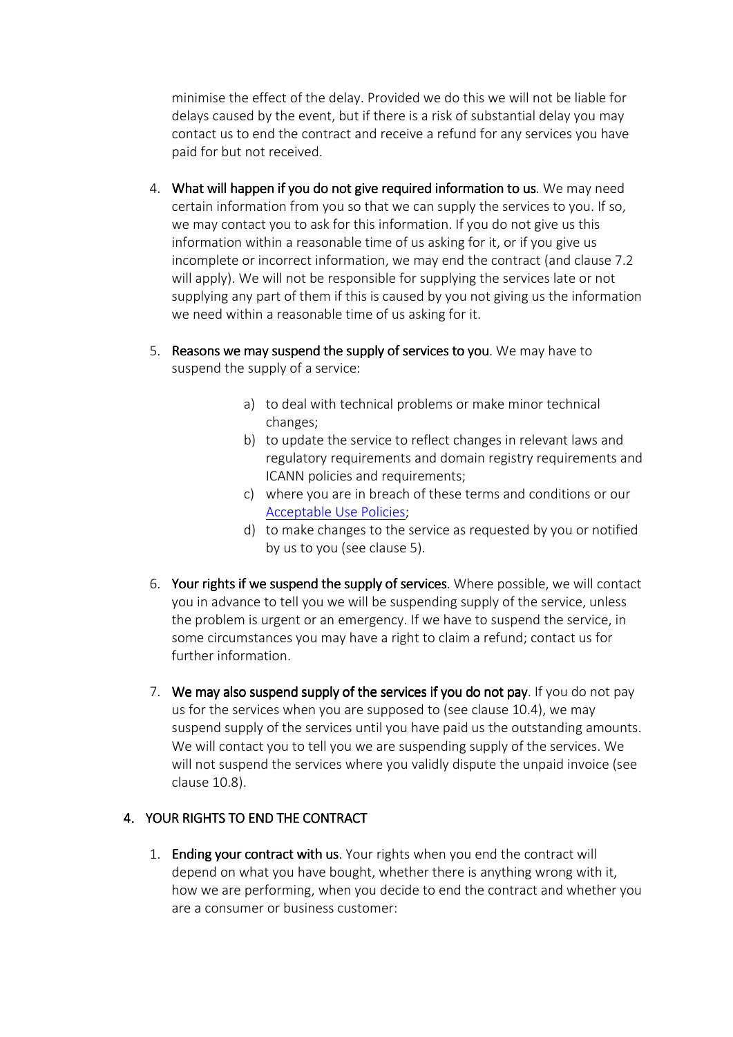minimise the effect of the delay. Provided we do this we will not be liable for delays caused by the event, but if there is a risk of substantial delay you may contact us to end the contract and receive a refund for any services you have paid for but not received.

4. **What will happen if you do not give required information to us**. We may need certain information from you so that we can supply the services to you. If so, we may contact you to ask for this information. If you do not give us this information within a reasonable time of us asking for it, or if you give us incomplete or incorrect information, we may end the contract (and clause 7.2 will apply). We will not be responsible for supplying the services late or not supplying any part of them if this is caused by you not giving us the information we need within a reasonable time of us asking for it.

5. **Reasons we may suspend the supply of services to you**. We may have to suspend the supply of a service:

   a) to deal with technical problems or make minor technical changes;
   b) to update the service to reflect changes in relevant laws and regulatory requirements and domain registry requirements and ICANN policies and requirements;
   c) where you are in breach of these terms and conditions or our [Acceptable Use Policies](#);
   d) to make changes to the service as requested by you or notified by us to you (see clause 5).

6. **Your rights if we suspend the supply of services**. Where possible, we will contact you in advance to tell you we will be suspending supply of the service, unless the problem is urgent or an emergency. If we have to suspend the service, in some circumstances you may have a right to claim a refund; contact us for further information.

7. **We may also suspend supply of the services if you do not pay**. If you do not pay us for the services when you are supposed to (see clause 10.4), we may suspend supply of the services until you have paid us the outstanding amounts. We will contact you to tell you we are suspending supply of the services. We will not suspend the services where you validly dispute the unpaid invoice (see clause 10.8).

## 4. YOUR RIGHTS TO END THE CONTRACT

1. **Ending your contract with us**. Your rights when you end the contract will depend on what you have bought, whether there is anything wrong with it, how we are performing, when you decide to end the contract and whether you are a consumer or business customer: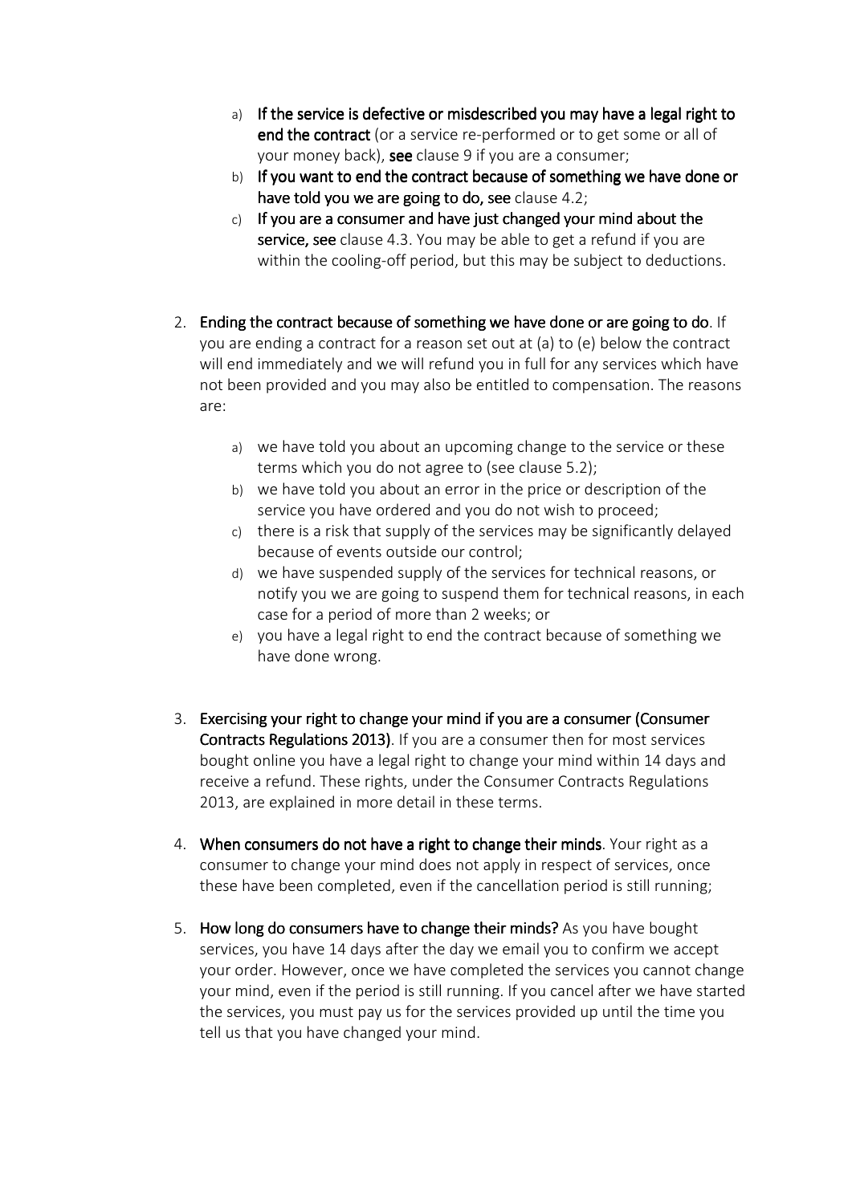a) **If the service is defective or misdescribed you may have a legal right to end the contract** (or a service re-performed or to get some or all of your money back), **see** clause 9 if you are a consumer;
b) **If you want to end the contract because of something we have done or have told you we are going to do, see** clause 4.2;
c) **If you are a consumer and have just changed your mind about the service, see** clause 4.3. You may be able to get a refund if you are within the cooling-off period, but this may be subject to deductions.

2. **Ending the contract because of something we have done or are going to do**. If you are ending a contract for a reason set out at (a) to (e) below the contract will end immediately and we will refund you in full for any services which have not been provided and you may also be entitled to compensation. The reasons are:

   a) we have told you about an upcoming change to the service or these terms which you do not agree to (see clause 5.2);
   b) we have told you about an error in the price or description of the service you have ordered and you do not wish to proceed;
   c) there is a risk that supply of the services may be significantly delayed because of events outside our control;
   d) we have suspended supply of the services for technical reasons, or notify you we are going to suspend them for technical reasons, in each case for a period of more than 2 weeks; or
   e) you have a legal right to end the contract because of something we have done wrong.

3. **Exercising your right to change your mind if you are a consumer (Consumer Contracts Regulations 2013)**. If you are a consumer then for most services bought online you have a legal right to change your mind within 14 days and receive a refund. These rights, under the Consumer Contracts Regulations 2013, are explained in more detail in these terms.

4. **When consumers do not have a right to change their minds**. Your right as a consumer to change your mind does not apply in respect of services, once these have been completed, even if the cancellation period is still running;

5. **How long do consumers have to change their minds?** As you have bought services, you have 14 days after the day we email you to confirm we accept your order. However, once we have completed the services you cannot change your mind, even if the period is still running. If you cancel after we have started the services, you must pay us for the services provided up until the time you tell us that you have changed your mind.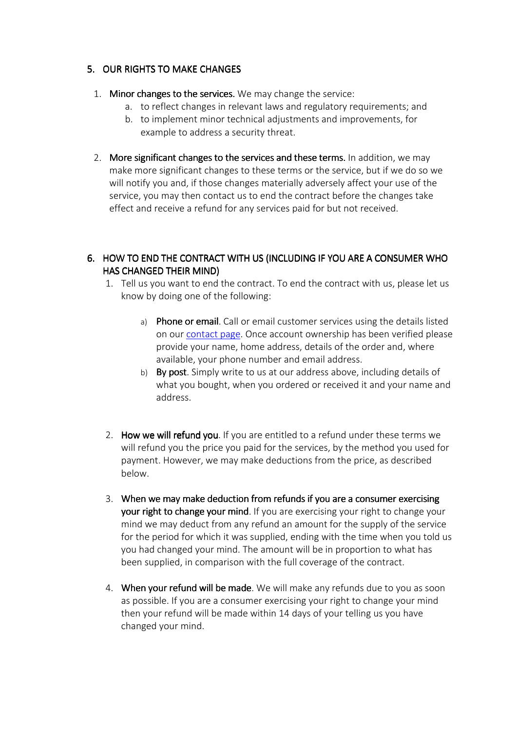## 5. OUR RIGHTS TO MAKE CHANGES

1. **Minor changes to the services.** We may change the service:
   a. to reflect changes in relevant laws and regulatory requirements; and
   b. to implement minor technical adjustments and improvements, for example to address a security threat.

2. **More significant changes to the services and these terms.** In addition, we may make more significant changes to these terms or the service, but if we do so we will notify you and, if those changes materially adversely affect your use of the service, you may then contact us to end the contract before the changes take effect and receive a refund for any services paid for but not received.

## 6. HOW TO END THE CONTRACT WITH US (INCLUDING IF YOU ARE A CONSUMER WHO HAS CHANGED THEIR MIND)

1. Tell us you want to end the contract. To end the contract with us, please let us know by doing one of the following:

   a) **Phone or email**. Call or email customer services using the details listed on our [contact page](contact page). Once account ownership has been verified please provide your name, home address, details of the order and, where available, your phone number and email address.

   b) **By post**. Simply write to us at our address above, including details of what you bought, when you ordered or received it and your name and address.

2. **How we will refund you**. If you are entitled to a refund under these terms we will refund you the price you paid for the services, by the method you used for payment. However, we may make deductions from the price, as described below.

3. **When we may make deduction from refunds if you are a consumer exercising your right to change your mind**. If you are exercising your right to change your mind we may deduct from any refund an amount for the supply of the service for the period for which it was supplied, ending with the time when you told us you had changed your mind. The amount will be in proportion to what has been supplied, in comparison with the full coverage of the contract.

4. **When your refund will be made**. We will make any refunds due to you as soon as possible. If you are a consumer exercising your right to change your mind then your refund will be made within 14 days of your telling us you have changed your mind.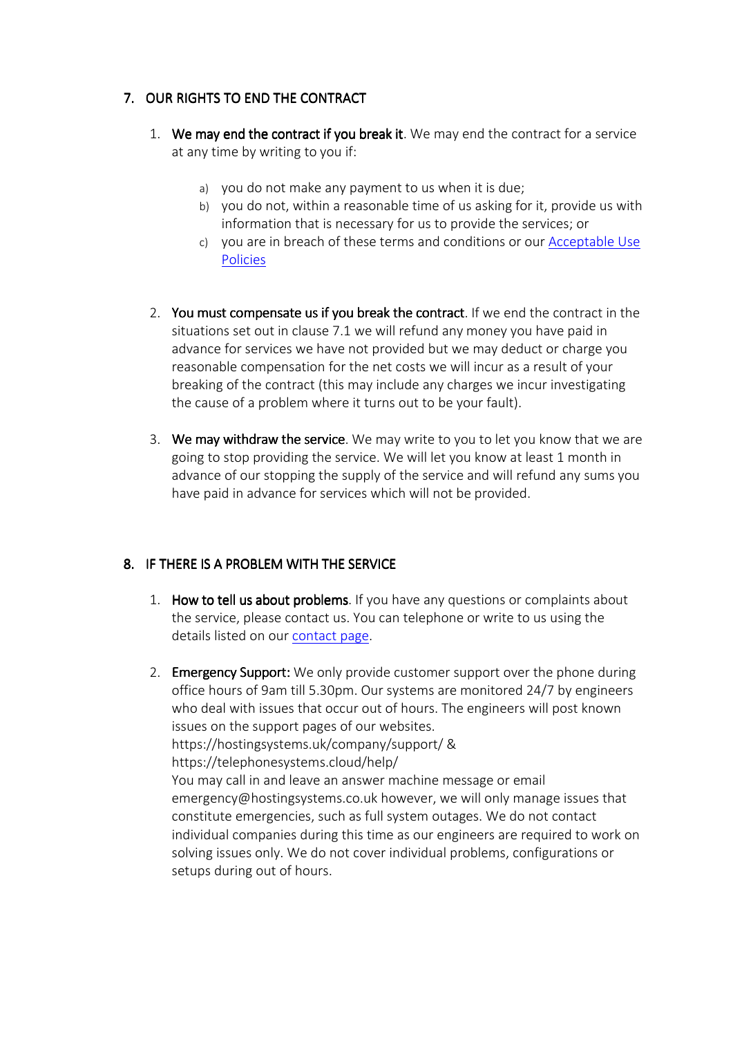## 7. OUR RIGHTS TO END THE CONTRACT

1. **We may end the contract if you break it**. We may end the contract for a service at any time by writing to you if:

    a) you do not make any payment to us when it is due;
    b) you do not, within a reasonable time of us asking for it, provide us with information that is necessary for us to provide the services; or
    c) you are in breach of these terms and conditions or our [Acceptable Use Policies]()

2. **You must compensate us if you break the contract**. If we end the contract in the situations set out in clause 7.1 we will refund any money you have paid in advance for services we have not provided but we may deduct or charge you reasonable compensation for the net costs we will incur as a result of your breaking of the contract (this may include any charges we incur investigating the cause of a problem where it turns out to be your fault).

3. **We may withdraw the service**. We may write to you to let you know that we are going to stop providing the service. We will let you know at least 1 month in advance of our stopping the supply of the service and will refund any sums you have paid in advance for services which will not be provided.

## 8. IF THERE IS A PROBLEM WITH THE SERVICE

1. **How to tell us about problems**. If you have any questions or complaints about the service, please contact us. You can telephone or write to us using the details listed on our [contact page]().

2. **Emergency Support:** We only provide customer support over the phone during office hours of 9am till 5.30pm. Our systems are monitored 24/7 by engineers who deal with issues that occur out of hours. The engineers will post known issues on the support pages of our websites.
https://hostingsystems.uk/company/support/ &
https://telephonesystems.cloud/help/
You may call in and leave an answer machine message or email emergency@hostingsystems.co.uk however, we will only manage issues that constitute emergencies, such as full system outages. We do not contact individual companies during this time as our engineers are required to work on solving issues only. We do not cover individual problems, configurations or setups during out of hours.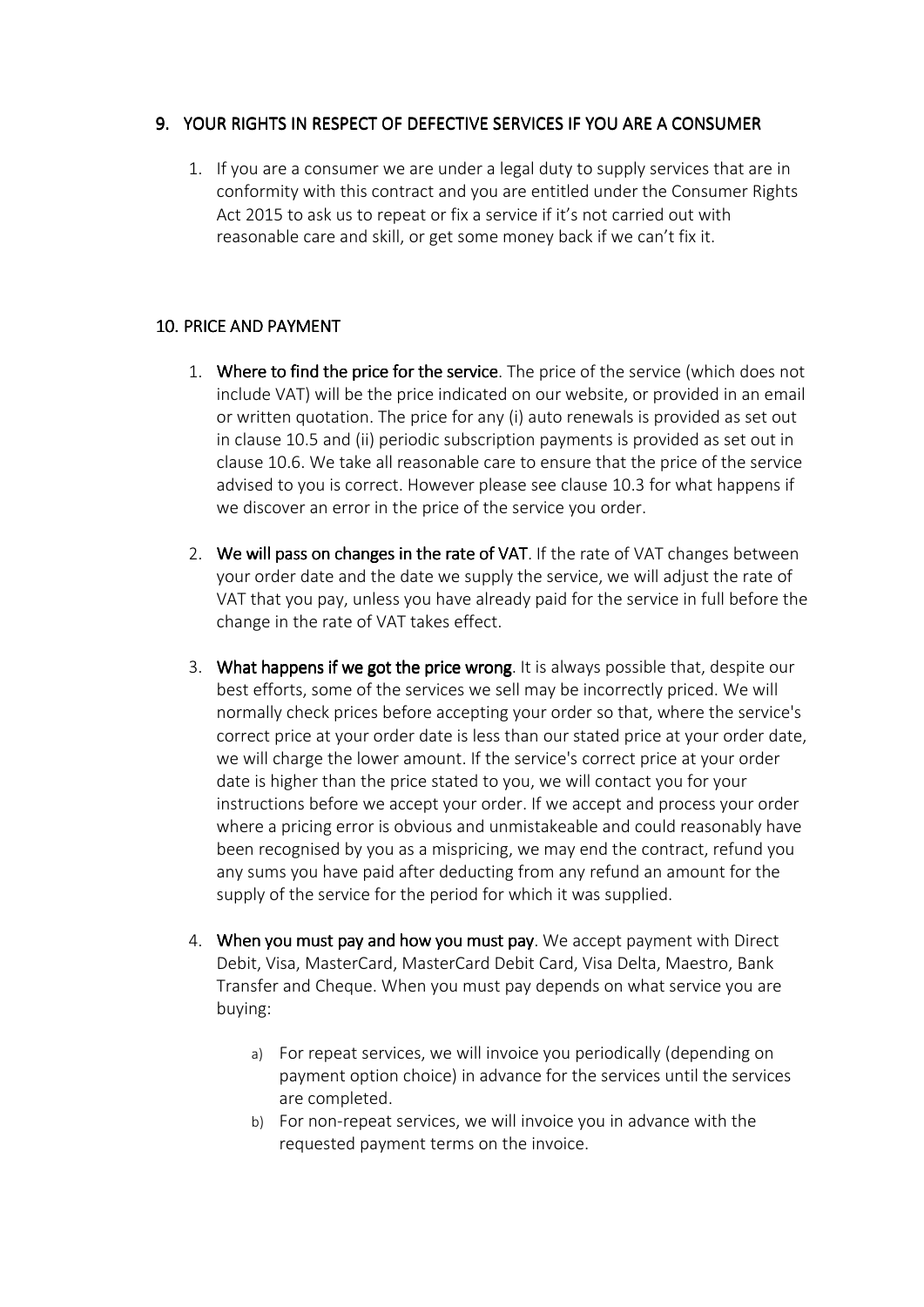## 9. YOUR RIGHTS IN RESPECT OF DEFECTIVE SERVICES IF YOU ARE A CONSUMER

1. If you are a consumer we are under a legal duty to supply services that are in conformity with this contract and you are entitled under the Consumer Rights Act 2015 to ask us to repeat or fix a service if it's not carried out with reasonable care and skill, or get some money back if we can't fix it.

## 10. PRICE AND PAYMENT

1. **Where to find the price for the service**. The price of the service (which does not include VAT) will be the price indicated on our website, or provided in an email or written quotation. The price for any (i) auto renewals is provided as set out in clause 10.5 and (ii) periodic subscription payments is provided as set out in clause 10.6. We take all reasonable care to ensure that the price of the service advised to you is correct. However please see clause 10.3 for what happens if we discover an error in the price of the service you order.

2. **We will pass on changes in the rate of VAT**. If the rate of VAT changes between your order date and the date we supply the service, we will adjust the rate of VAT that you pay, unless you have already paid for the service in full before the change in the rate of VAT takes effect.

3. **What happens if we got the price wrong**. It is always possible that, despite our best efforts, some of the services we sell may be incorrectly priced. We will normally check prices before accepting your order so that, where the service's correct price at your order date is less than our stated price at your order date, we will charge the lower amount. If the service's correct price at your order date is higher than the price stated to you, we will contact you for your instructions before we accept your order. If we accept and process your order where a pricing error is obvious and unmistakeable and could reasonably have been recognised by you as a mispricing, we may end the contract, refund you any sums you have paid after deducting from any refund an amount for the supply of the service for the period for which it was supplied.

4. **When you must pay and how you must pay**. We accept payment with Direct Debit, Visa, MasterCard, MasterCard Debit Card, Visa Delta, Maestro, Bank Transfer and Cheque. When you must pay depends on what service you are buying:

   a) For repeat services, we will invoice you periodically (depending on payment option choice) in advance for the services until the services are completed.

   b) For non-repeat services, we will invoice you in advance with the requested payment terms on the invoice.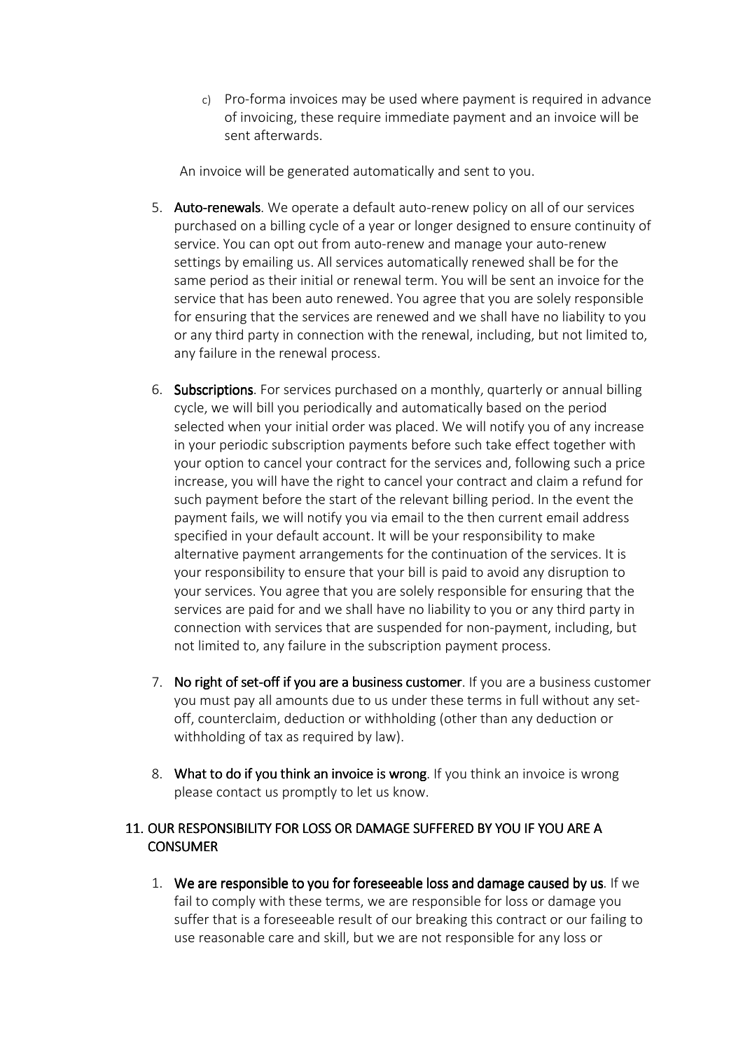c) Pro-forma invoices may be used where payment is required in advance of invoicing, these require immediate payment and an invoice will be sent afterwards.

An invoice will be generated automatically and sent to you.

5. **Auto-renewals**. We operate a default auto-renew policy on all of our services purchased on a billing cycle of a year or longer designed to ensure continuity of service. You can opt out from auto-renew and manage your auto-renew settings by emailing us. All services automatically renewed shall be for the same period as their initial or renewal term. You will be sent an invoice for the service that has been auto renewed. You agree that you are solely responsible for ensuring that the services are renewed and we shall have no liability to you or any third party in connection with the renewal, including, but not limited to, any failure in the renewal process.

6. **Subscriptions**. For services purchased on a monthly, quarterly or annual billing cycle, we will bill you periodically and automatically based on the period selected when your initial order was placed. We will notify you of any increase in your periodic subscription payments before such take effect together with your option to cancel your contract for the services and, following such a price increase, you will have the right to cancel your contract and claim a refund for such payment before the start of the relevant billing period. In the event the payment fails, we will notify you via email to the then current email address specified in your default account. It will be your responsibility to make alternative payment arrangements for the continuation of the services. It is your responsibility to ensure that your bill is paid to avoid any disruption to your services. You agree that you are solely responsible for ensuring that the services are paid for and we shall have no liability to you or any third party in connection with services that are suspended for non-payment, including, but not limited to, any failure in the subscription payment process.

7. **No right of set-off if you are a business customer**. If you are a business customer you must pay all amounts due to us under these terms in full without any set-off, counterclaim, deduction or withholding (other than any deduction or withholding of tax as required by law).

8. **What to do if you think an invoice is wrong**. If you think an invoice is wrong please contact us promptly to let us know.

## 11. OUR RESPONSIBILITY FOR LOSS OR DAMAGE SUFFERED BY YOU IF YOU ARE A CONSUMER

1. **We are responsible to you for foreseeable loss and damage caused by us**. If we fail to comply with these terms, we are responsible for loss or damage you suffer that is a foreseeable result of our breaking this contract or our failing to use reasonable care and skill, but we are not responsible for any loss or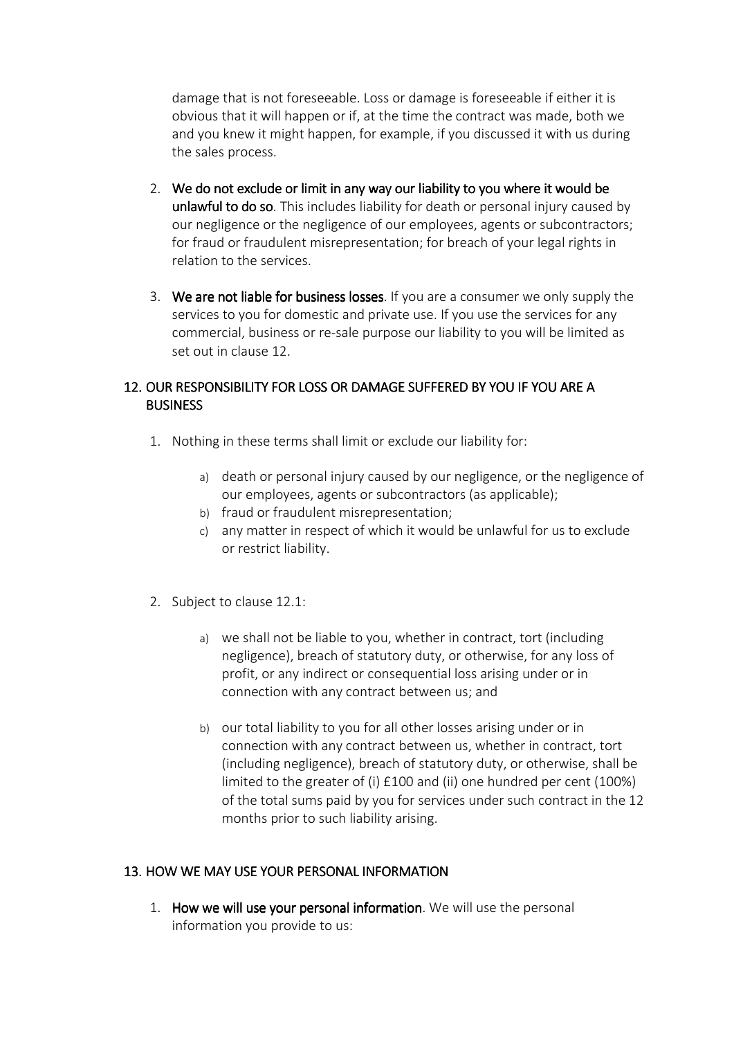damage that is not foreseeable. Loss or damage is foreseeable if either it is obvious that it will happen or if, at the time the contract was made, both we and you knew it might happen, for example, if you discussed it with us during the sales process.

2. **We do not exclude or limit in any way our liability to you where it would be unlawful to do so**. This includes liability for death or personal injury caused by our negligence or the negligence of our employees, agents or subcontractors; for fraud or fraudulent misrepresentation; for breach of your legal rights in relation to the services.

3. **We are not liable for business losses**. If you are a consumer we only supply the services to you for domestic and private use. If you use the services for any commercial, business or re-sale purpose our liability to you will be limited as set out in clause 12.

## 12. OUR RESPONSIBILITY FOR LOSS OR DAMAGE SUFFERED BY YOU IF YOU ARE A BUSINESS

1. Nothing in these terms shall limit or exclude our liability for:

    a) death or personal injury caused by our negligence, or the negligence of our employees, agents or subcontractors (as applicable);
    b) fraud or fraudulent misrepresentation;
    c) any matter in respect of which it would be unlawful for us to exclude or restrict liability.

2. Subject to clause 12.1:

    a) we shall not be liable to you, whether in contract, tort (including negligence), breach of statutory duty, or otherwise, for any loss of profit, or any indirect or consequential loss arising under or in connection with any contract between us; and

    b) our total liability to you for all other losses arising under or in connection with any contract between us, whether in contract, tort (including negligence), breach of statutory duty, or otherwise, shall be limited to the greater of (i) £100 and (ii) one hundred per cent (100%) of the total sums paid by you for services under such contract in the 12 months prior to such liability arising.

## 13. HOW WE MAY USE YOUR PERSONAL INFORMATION

1. **How we will use your personal information**. We will use the personal information you provide to us: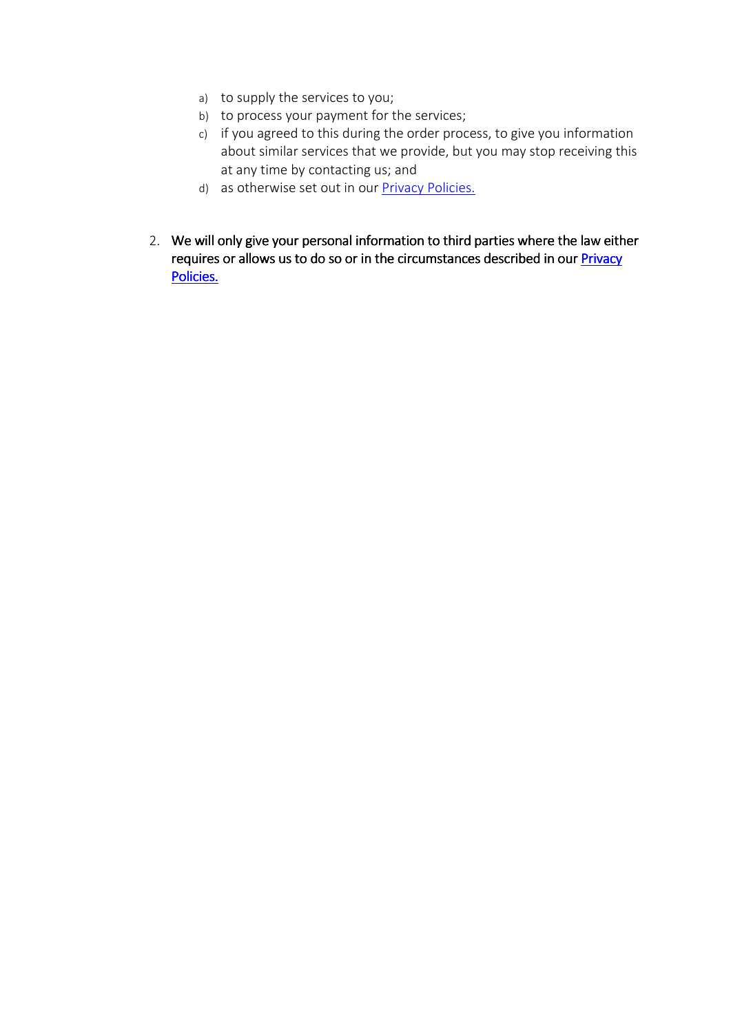a) to supply the services to you;
b) to process your payment for the services;
c) if you agreed to this during the order process, to give you information about similar services that we provide, but you may stop receiving this at any time by contacting us; and
d) as otherwise set out in our Privacy Policies.

2. We will only give your personal information to third parties where the law either requires or allows us to do so or in the circumstances described in our Privacy Policies.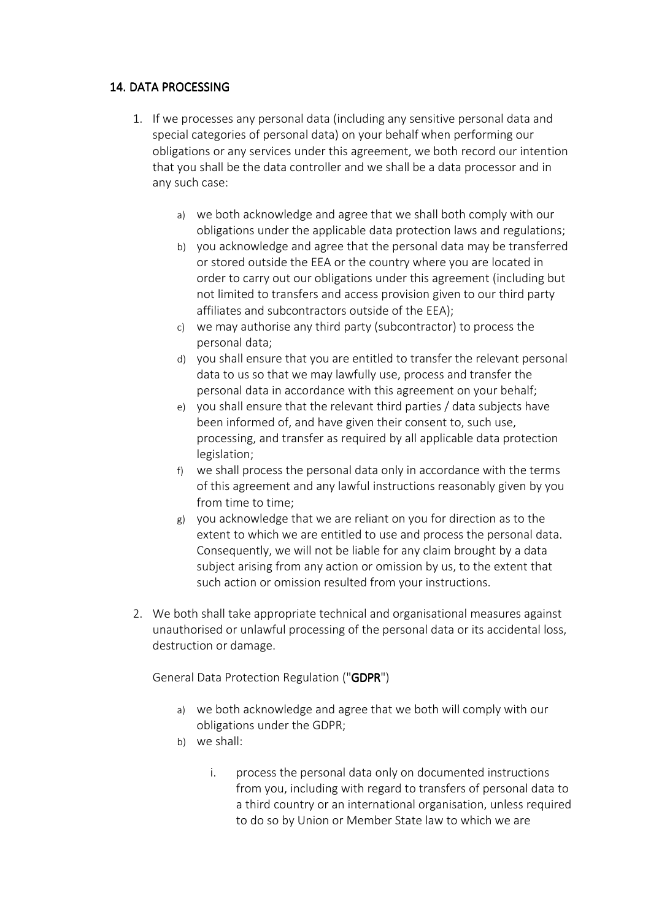## 14. DATA PROCESSING

1. If we processes any personal data (including any sensitive personal data and special categories of personal data) on your behalf when performing our obligations or any services under this agreement, we both record our intention that you shall be the data controller and we shall be a data processor and in any such case:

    a) we both acknowledge and agree that we shall both comply with our obligations under the applicable data protection laws and regulations;
    b) you acknowledge and agree that the personal data may be transferred or stored outside the EEA or the country where you are located in order to carry out our obligations under this agreement (including but not limited to transfers and access provision given to our third party affiliates and subcontractors outside of the EEA);
    c) we may authorise any third party (subcontractor) to process the personal data;
    d) you shall ensure that you are entitled to transfer the relevant personal data to us so that we may lawfully use, process and transfer the personal data in accordance with this agreement on your behalf;
    e) you shall ensure that the relevant third parties / data subjects have been informed of, and have given their consent to, such use, processing, and transfer as required by all applicable data protection legislation;
    f) we shall process the personal data only in accordance with the terms of this agreement and any lawful instructions reasonably given by you from time to time;
    g) you acknowledge that we are reliant on you for direction as to the extent to which we are entitled to use and process the personal data. Consequently, we will not be liable for any claim brought by a data subject arising from any action or omission by us, to the extent that such action or omission resulted from your instructions.

2. We both shall take appropriate technical and organisational measures against unauthorised or unlawful processing of the personal data or its accidental loss, destruction or damage.

    General Data Protection Regulation ("**GDPR**")

    a) we both acknowledge and agree that we both will comply with our obligations under the GDPR;
    b) we shall:

        i. process the personal data only on documented instructions from you, including with regard to transfers of personal data to a third country or an international organisation, unless required to do so by Union or Member State law to which we are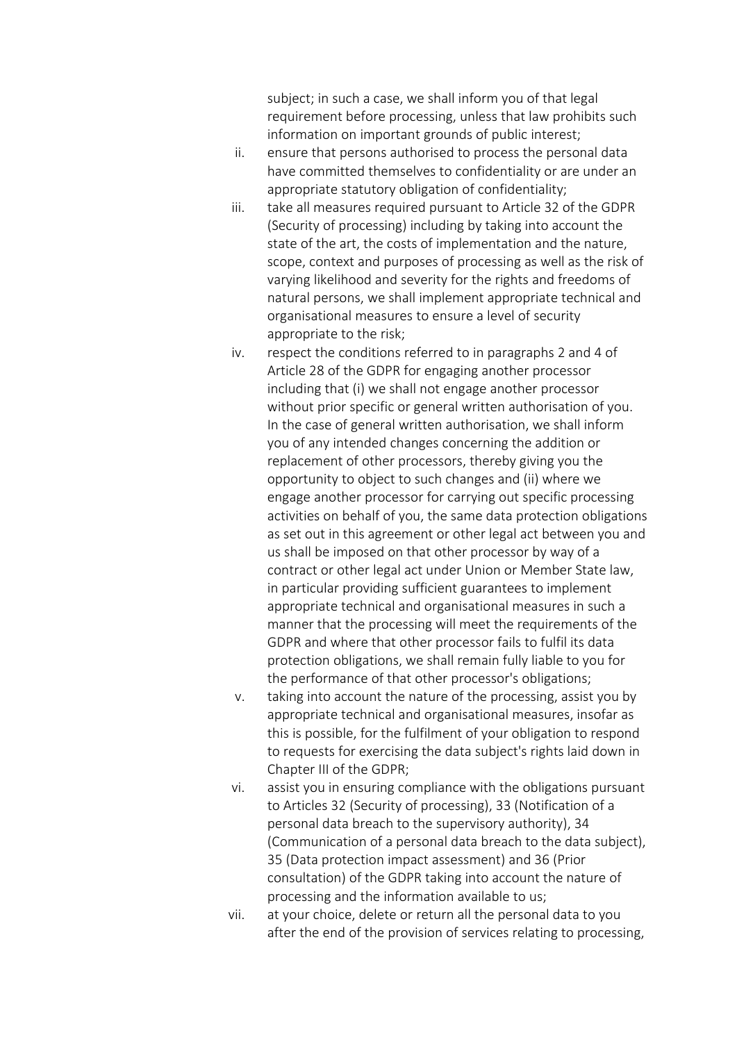subject; in such a case, we shall inform you of that legal requirement before processing, unless that law prohibits such information on important grounds of public interest;

ii. ensure that persons authorised to process the personal data have committed themselves to confidentiality or are under an appropriate statutory obligation of confidentiality;

iii. take all measures required pursuant to Article 32 of the GDPR (Security of processing) including by taking into account the state of the art, the costs of implementation and the nature, scope, context and purposes of processing as well as the risk of varying likelihood and severity for the rights and freedoms of natural persons, we shall implement appropriate technical and organisational measures to ensure a level of security appropriate to the risk;

iv. respect the conditions referred to in paragraphs 2 and 4 of Article 28 of the GDPR for engaging another processor including that (i) we shall not engage another processor without prior specific or general written authorisation of you. In the case of general written authorisation, we shall inform you of any intended changes concerning the addition or replacement of other processors, thereby giving you the opportunity to object to such changes and (ii) where we engage another processor for carrying out specific processing activities on behalf of you, the same data protection obligations as set out in this agreement or other legal act between you and us shall be imposed on that other processor by way of a contract or other legal act under Union or Member State law, in particular providing sufficient guarantees to implement appropriate technical and organisational measures in such a manner that the processing will meet the requirements of the GDPR and where that other processor fails to fulfil its data protection obligations, we shall remain fully liable to you for the performance of that other processor's obligations;

v. taking into account the nature of the processing, assist you by appropriate technical and organisational measures, insofar as this is possible, for the fulfilment of your obligation to respond to requests for exercising the data subject's rights laid down in Chapter III of the GDPR;

vi. assist you in ensuring compliance with the obligations pursuant to Articles 32 (Security of processing), 33 (Notification of a personal data breach to the supervisory authority), 34 (Communication of a personal data breach to the data subject), 35 (Data protection impact assessment) and 36 (Prior consultation) of the GDPR taking into account the nature of processing and the information available to us;

vii. at your choice, delete or return all the personal data to you after the end of the provision of services relating to processing,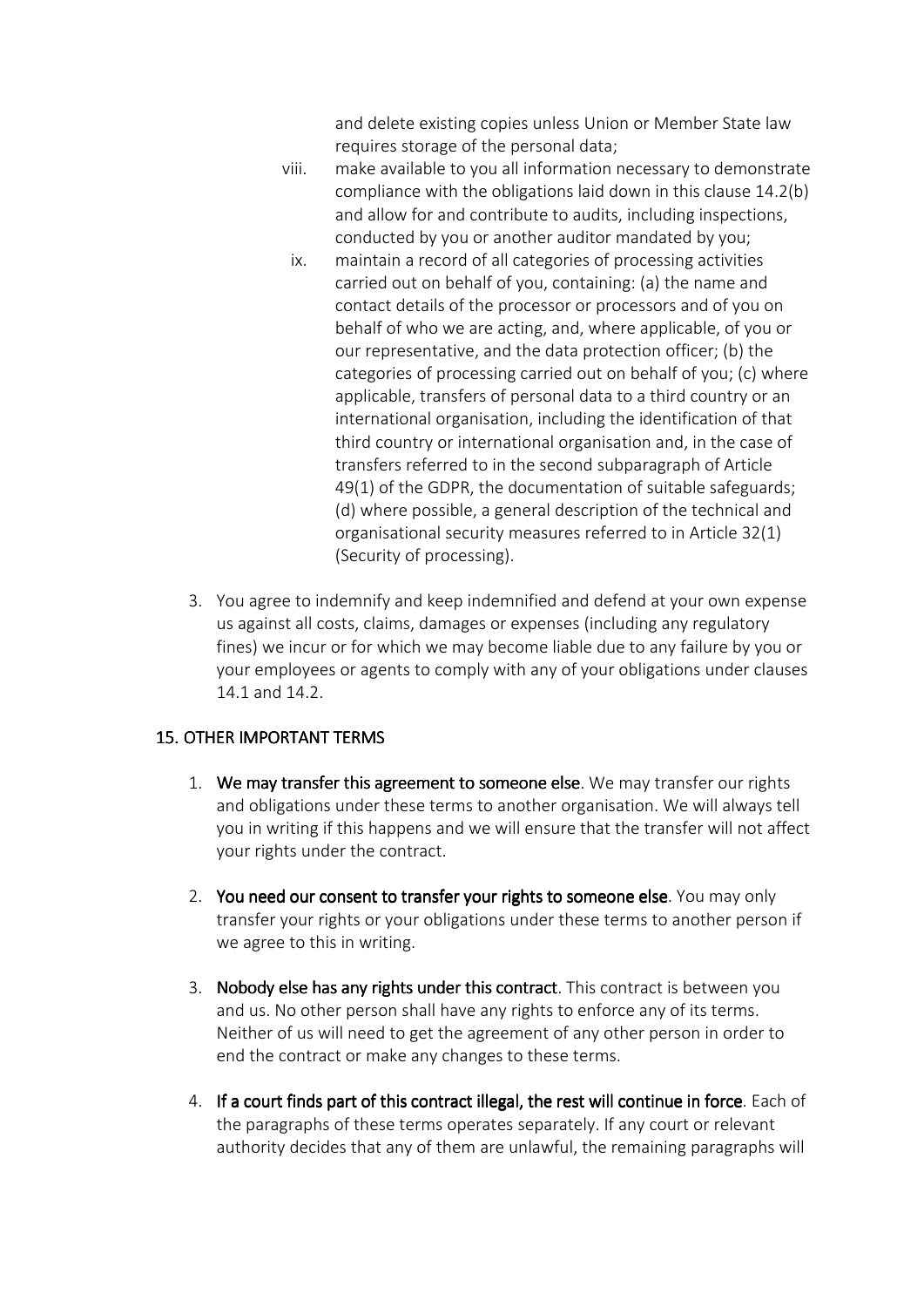and delete existing copies unless Union or Member State law requires storage of the personal data;

viii. make available to you all information necessary to demonstrate compliance with the obligations laid down in this clause 14.2(b) and allow for and contribute to audits, including inspections, conducted by you or another auditor mandated by you;

ix. maintain a record of all categories of processing activities carried out on behalf of you, containing: (a) the name and contact details of the processor or processors and of you on behalf of who we are acting, and, where applicable, of you or our representative, and the data protection officer; (b) the categories of processing carried out on behalf of you; (c) where applicable, transfers of personal data to a third country or an international organisation, including the identification of that third country or international organisation and, in the case of transfers referred to in the second subparagraph of Article 49(1) of the GDPR, the documentation of suitable safeguards; (d) where possible, a general description of the technical and organisational security measures referred to in Article 32(1) (Security of processing).

3. You agree to indemnify and keep indemnified and defend at your own expense us against all costs, claims, damages or expenses (including any regulatory fines) we incur or for which we may become liable due to any failure by you or your employees or agents to comply with any of your obligations under clauses 14.1 and 14.2.

## 15. OTHER IMPORTANT TERMS

1. **We may transfer this agreement to someone else**. We may transfer our rights and obligations under these terms to another organisation. We will always tell you in writing if this happens and we will ensure that the transfer will not affect your rights under the contract.

2. **You need our consent to transfer your rights to someone else**. You may only transfer your rights or your obligations under these terms to another person if we agree to this in writing.

3. **Nobody else has any rights under this contract**. This contract is between you and us. No other person shall have any rights to enforce any of its terms. Neither of us will need to get the agreement of any other person in order to end the contract or make any changes to these terms.

4. **If a court finds part of this contract illegal, the rest will continue in force**. Each of the paragraphs of these terms operates separately. If any court or relevant authority decides that any of them are unlawful, the remaining paragraphs will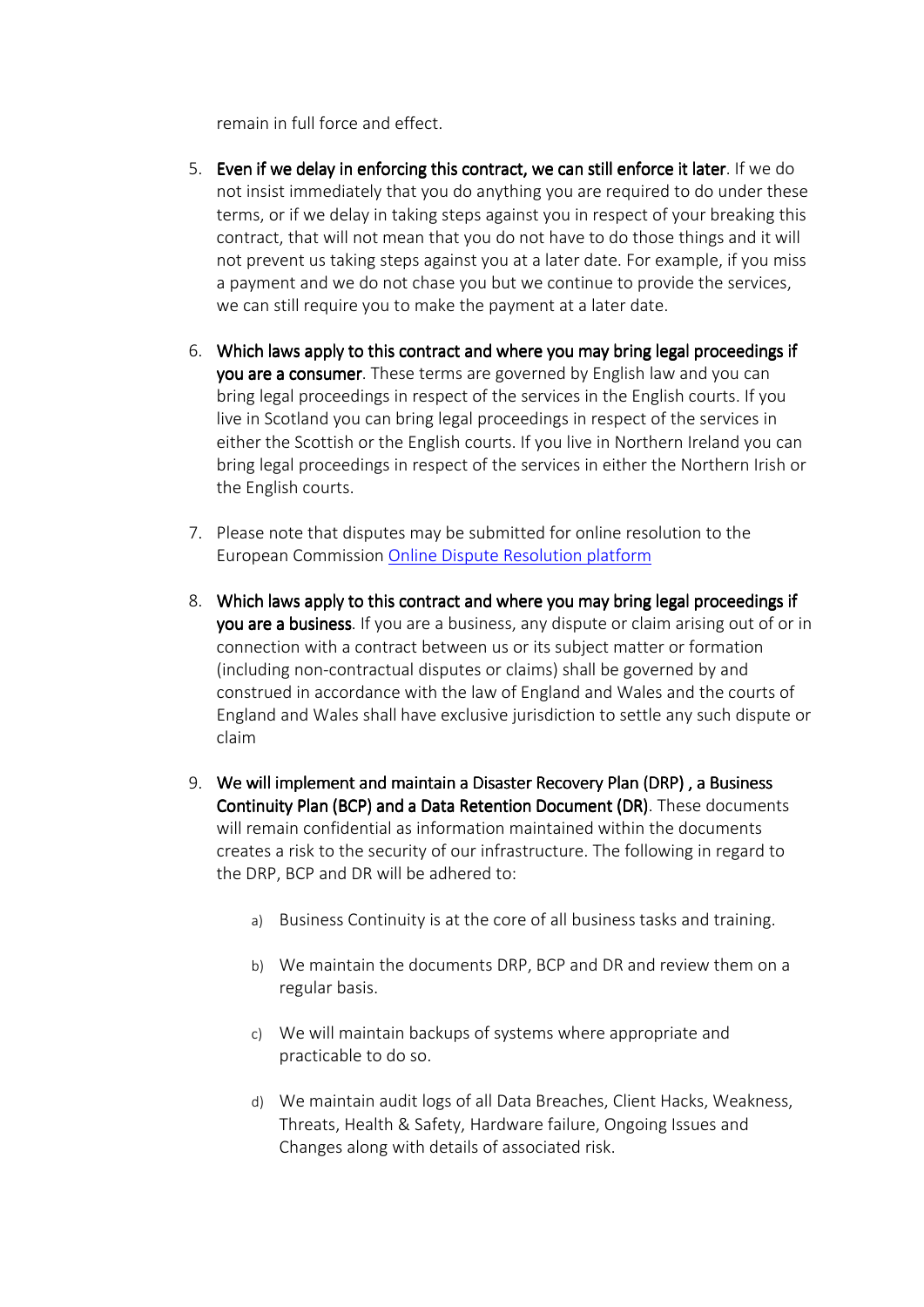remain in full force and effect.

5. **Even if we delay in enforcing this contract, we can still enforce it later**. If we do not insist immediately that you do anything you are required to do under these terms, or if we delay in taking steps against you in respect of your breaking this contract, that will not mean that you do not have to do those things and it will not prevent us taking steps against you at a later date. For example, if you miss a payment and we do not chase you but we continue to provide the services, we can still require you to make the payment at a later date.

6. **Which laws apply to this contract and where you may bring legal proceedings if you are a consumer**. These terms are governed by English law and you can bring legal proceedings in respect of the services in the English courts. If you live in Scotland you can bring legal proceedings in respect of the services in either the Scottish or the English courts. If you live in Northern Ireland you can bring legal proceedings in respect of the services in either the Northern Irish or the English courts.

7. Please note that disputes may be submitted for online resolution to the European Commission Online Dispute Resolution platform

8. **Which laws apply to this contract and where you may bring legal proceedings if you are a business**. If you are a business, any dispute or claim arising out of or in connection with a contract between us or its subject matter or formation (including non-contractual disputes or claims) shall be governed by and construed in accordance with the law of England and Wales and the courts of England and Wales shall have exclusive jurisdiction to settle any such dispute or claim

9. **We will implement and maintain a Disaster Recovery Plan (DRP) , a Business Continuity Plan (BCP) and a Data Retention Document (DR)**. These documents will remain confidential as information maintained within the documents creates a risk to the security of our infrastructure. The following in regard to the DRP, BCP and DR will be adhered to:

    a) Business Continuity is at the core of all business tasks and training.

    b) We maintain the documents DRP, BCP and DR and review them on a regular basis.

    c) We will maintain backups of systems where appropriate and practicable to do so.

    d) We maintain audit logs of all Data Breaches, Client Hacks, Weakness, Threats, Health & Safety, Hardware failure, Ongoing Issues and Changes along with details of associated risk.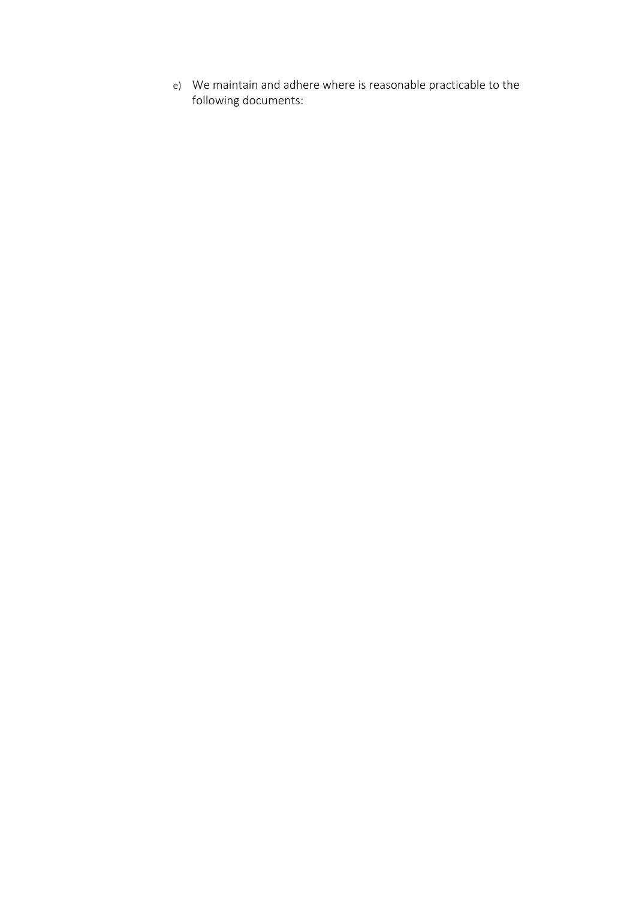e) We maintain and adhere where is reasonable practicable to the following documents: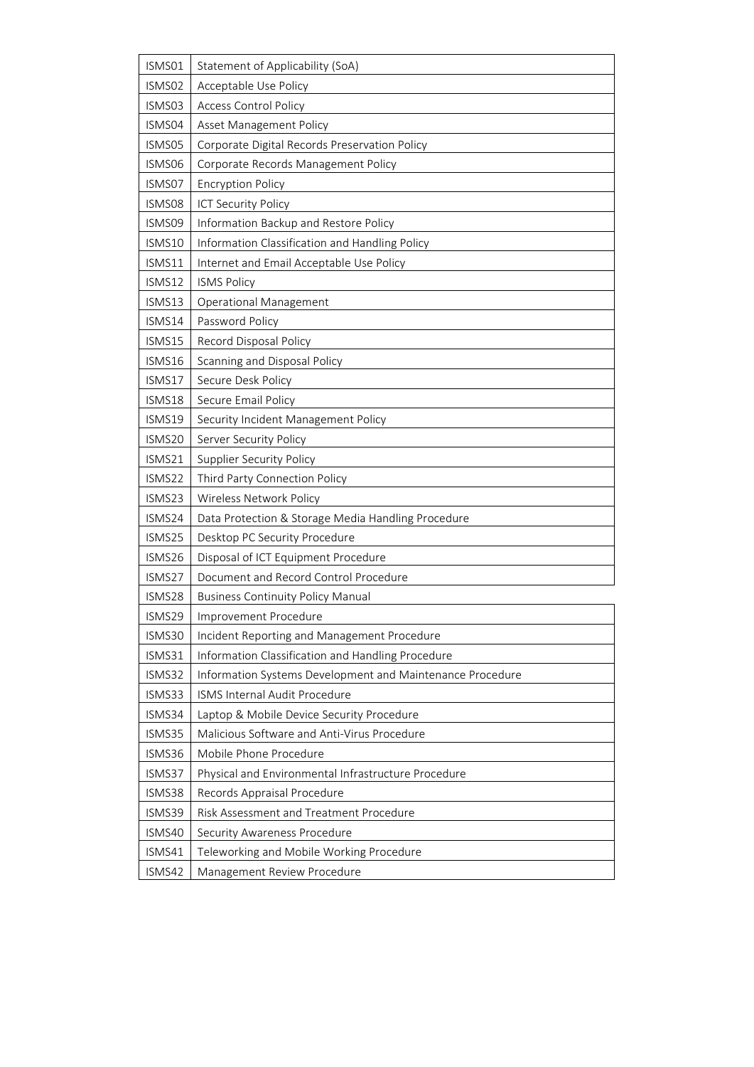| | |
|---|---|
| ISMS01 | Statement of Applicability (SoA) |
| ISMS02 | Acceptable Use Policy |
| ISMS03 | Access Control Policy |
| ISMS04 | Asset Management Policy |
| ISMS05 | Corporate Digital Records Preservation Policy |
| ISMS06 | Corporate Records Management Policy |
| ISMS07 | Encryption Policy |
| ISMS08 | ICT Security Policy |
| ISMS09 | Information Backup and Restore Policy |
| ISMS10 | Information Classification and Handling Policy |
| ISMS11 | Internet and Email Acceptable Use Policy |
| ISMS12 | ISMS Policy |
| ISMS13 | Operational Management |
| ISMS14 | Password Policy |
| ISMS15 | Record Disposal Policy |
| ISMS16 | Scanning and Disposal Policy |
| ISMS17 | Secure Desk Policy |
| ISMS18 | Secure Email Policy |
| ISMS19 | Security Incident Management Policy |
| ISMS20 | Server Security Policy |
| ISMS21 | Supplier Security Policy |
| ISMS22 | Third Party Connection Policy |
| ISMS23 | Wireless Network Policy |
| ISMS24 | Data Protection & Storage Media Handling Procedure |
| ISMS25 | Desktop PC Security Procedure |
| ISMS26 | Disposal of ICT Equipment Procedure |
| ISMS27 | Document and Record Control Procedure |
| ISMS28 | Business Continuity Policy Manual |
| ISMS29 | Improvement Procedure |
| ISMS30 | Incident Reporting and Management Procedure |
| ISMS31 | Information Classification and Handling Procedure |
| ISMS32 | Information Systems Development and Maintenance Procedure |
| ISMS33 | ISMS Internal Audit Procedure |
| ISMS34 | Laptop & Mobile Device Security Procedure |
| ISMS35 | Malicious Software and Anti-Virus Procedure |
| ISMS36 | Mobile Phone Procedure |
| ISMS37 | Physical and Environmental Infrastructure Procedure |
| ISMS38 | Records Appraisal Procedure |
| ISMS39 | Risk Assessment and Treatment Procedure |
| ISMS40 | Security Awareness Procedure |
| ISMS41 | Teleworking and Mobile Working Procedure |
| ISMS42 | Management Review Procedure |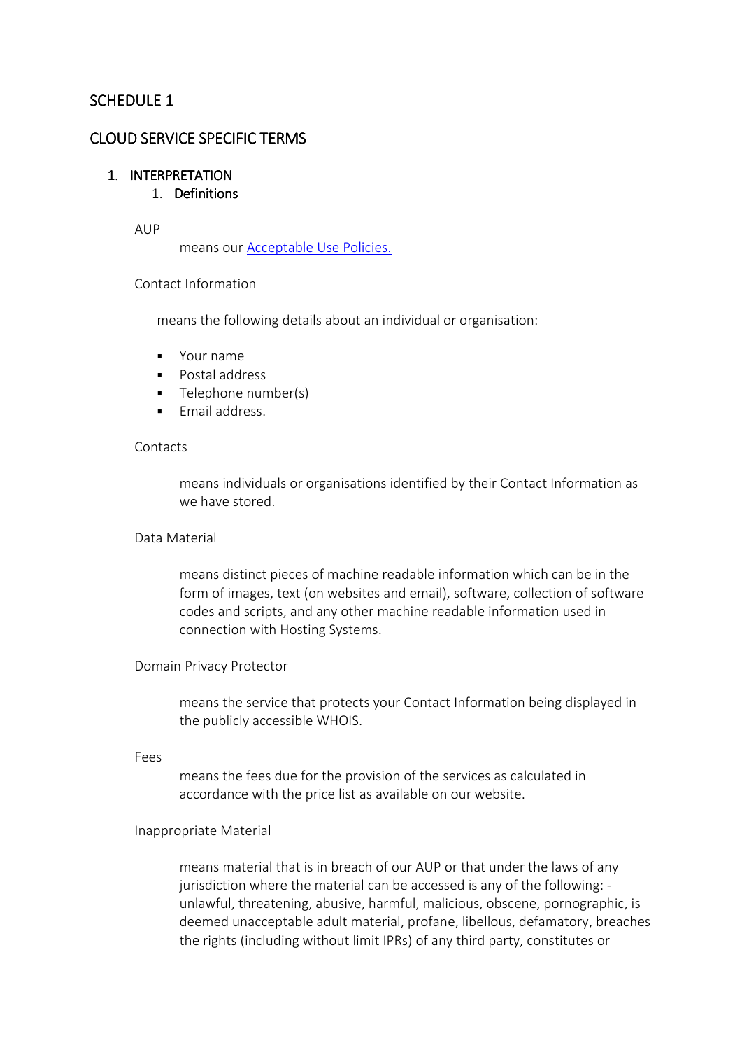# SCHEDULE 1

# CLOUD SERVICE SPECIFIC TERMS

1. INTERPRETATION
   1. **Definitions**

AUP

means our [Acceptable Use Policies.]

Contact Information

means the following details about an individual or organisation:

- Your name
- Postal address
- Telephone number(s)
- Email address.

Contacts

means individuals or organisations identified by their Contact Information as we have stored.

Data Material

means distinct pieces of machine readable information which can be in the form of images, text (on websites and email), software, collection of software codes and scripts, and any other machine readable information used in connection with Hosting Systems.

Domain Privacy Protector

means the service that protects your Contact Information being displayed in the publicly accessible WHOIS.

Fees

means the fees due for the provision of the services as calculated in accordance with the price list as available on our website.

Inappropriate Material

means material that is in breach of our AUP or that under the laws of any jurisdiction where the material can be accessed is any of the following: - unlawful, threatening, abusive, harmful, malicious, obscene, pornographic, is deemed unacceptable adult material, profane, libellous, defamatory, breaches the rights (including without limit IPRs) of any third party, constitutes or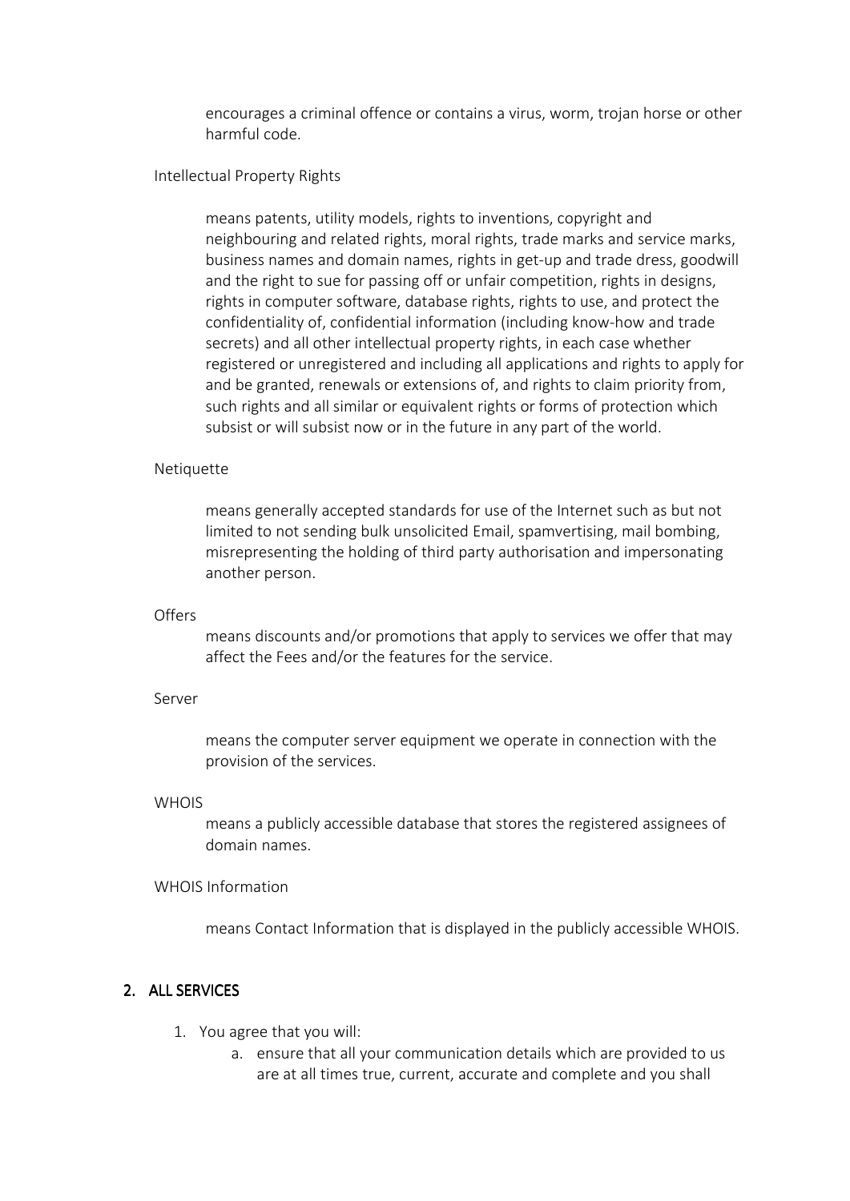encourages a criminal offence or contains a virus, worm, trojan horse or other harmful code.

Intellectual Property Rights

means patents, utility models, rights to inventions, copyright and neighbouring and related rights, moral rights, trade marks and service marks, business names and domain names, rights in get-up and trade dress, goodwill and the right to sue for passing off or unfair competition, rights in designs, rights in computer software, database rights, rights to use, and protect the confidentiality of, confidential information (including know-how and trade secrets) and all other intellectual property rights, in each case whether registered or unregistered and including all applications and rights to apply for and be granted, renewals or extensions of, and rights to claim priority from, such rights and all similar or equivalent rights or forms of protection which subsist or will subsist now or in the future in any part of the world.

Netiquette

means generally accepted standards for use of the Internet such as but not limited to not sending bulk unsolicited Email, spamvertising, mail bombing, misrepresenting the holding of third party authorisation and impersonating another person.

Offers

means discounts and/or promotions that apply to services we offer that may affect the Fees and/or the features for the service.

Server

means the computer server equipment we operate in connection with the provision of the services.

WHOIS

means a publicly accessible database that stores the registered assignees of domain names.

WHOIS Information

means Contact Information that is displayed in the publicly accessible WHOIS.

## 2. ALL SERVICES

1. You agree that you will:
    a. ensure that all your communication details which are provided to us are at all times true, current, accurate and complete and you shall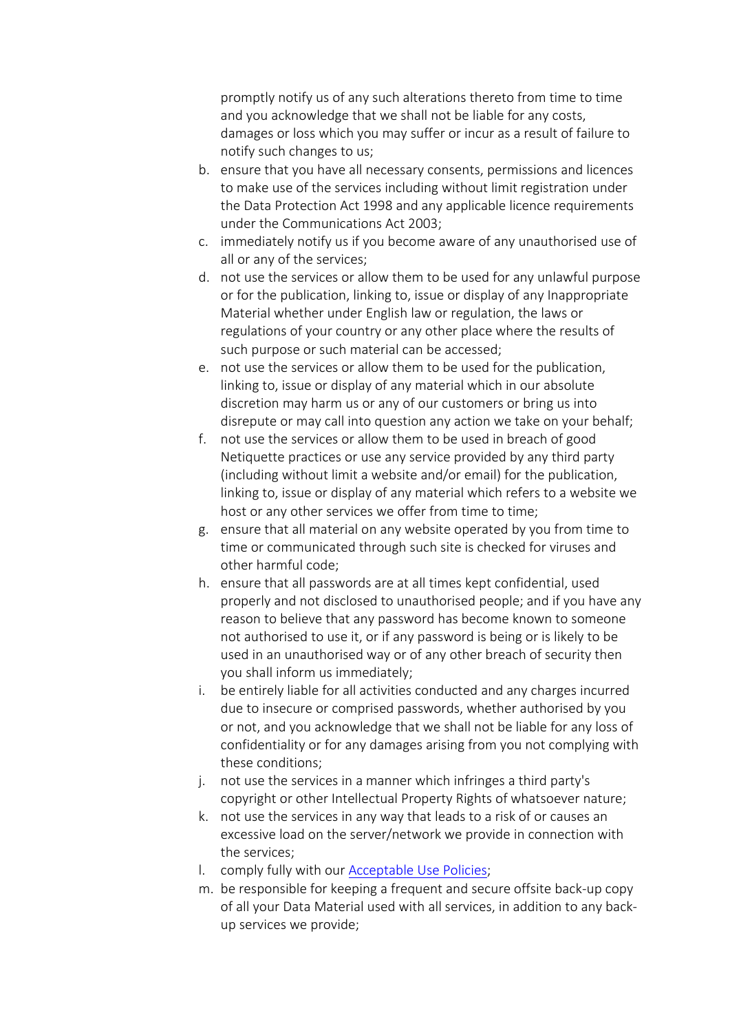promptly notify us of any such alterations thereto from time to time and you acknowledge that we shall not be liable for any costs, damages or loss which you may suffer or incur as a result of failure to notify such changes to us;

b. ensure that you have all necessary consents, permissions and licences to make use of the services including without limit registration under the Data Protection Act 1998 and any applicable licence requirements under the Communications Act 2003;
c. immediately notify us if you become aware of any unauthorised use of all or any of the services;
d. not use the services or allow them to be used for any unlawful purpose or for the publication, linking to, issue or display of any Inappropriate Material whether under English law or regulation, the laws or regulations of your country or any other place where the results of such purpose or such material can be accessed;
e. not use the services or allow them to be used for the publication, linking to, issue or display of any material which in our absolute discretion may harm us or any of our customers or bring us into disrepute or may call into question any action we take on your behalf;
f. not use the services or allow them to be used in breach of good Netiquette practices or use any service provided by any third party (including without limit a website and/or email) for the publication, linking to, issue or display of any material which refers to a website we host or any other services we offer from time to time;
g. ensure that all material on any website operated by you from time to time or communicated through such site is checked for viruses and other harmful code;
h. ensure that all passwords are at all times kept confidential, used properly and not disclosed to unauthorised people; and if you have any reason to believe that any password has become known to someone not authorised to use it, or if any password is being or is likely to be used in an unauthorised way or of any other breach of security then you shall inform us immediately;
i. be entirely liable for all activities conducted and any charges incurred due to insecure or comprised passwords, whether authorised by you or not, and you acknowledge that we shall not be liable for any loss of confidentiality or for any damages arising from you not complying with these conditions;
j. not use the services in a manner which infringes a third party's copyright or other Intellectual Property Rights of whatsoever nature;
k. not use the services in any way that leads to a risk of or causes an excessive load on the server/network we provide in connection with the services;
l. comply fully with our [Acceptable Use Policies](Acceptable Use Policies);
m. be responsible for keeping a frequent and secure offsite back-up copy of all your Data Material used with all services, in addition to any back-up services we provide;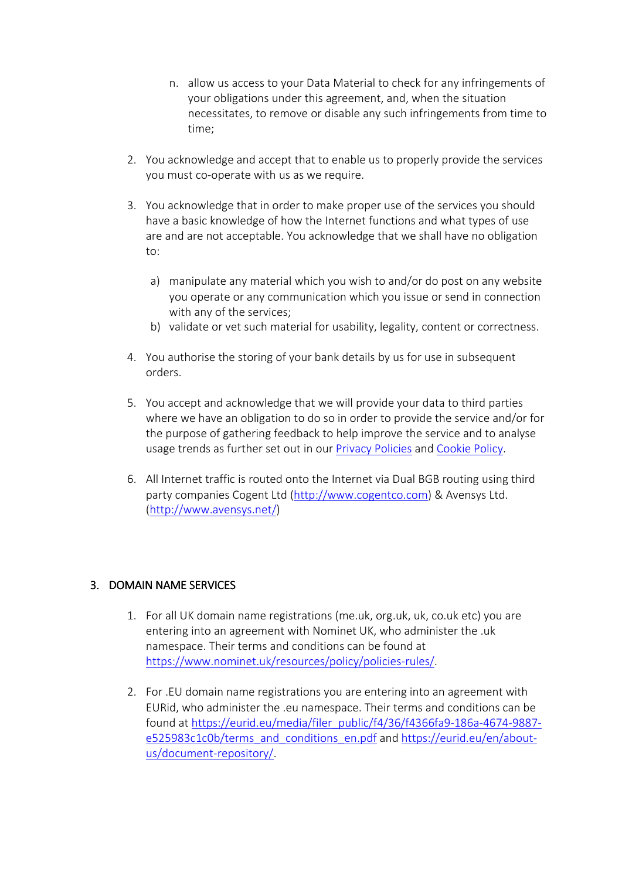n. allow us access to your Data Material to check for any infringements of your obligations under this agreement, and, when the situation necessitates, to remove or disable any such infringements from time to time;

2. You acknowledge and accept that to enable us to properly provide the services you must co-operate with us as we require.

3. You acknowledge that in order to make proper use of the services you should have a basic knowledge of how the Internet functions and what types of use are and are not acceptable. You acknowledge that we shall have no obligation to:

   a) manipulate any material which you wish to and/or do post on any website you operate or any communication which you issue or send in connection with any of the services;
   b) validate or vet such material for usability, legality, content or correctness.

4. You authorise the storing of your bank details by us for use in subsequent orders.

5. You accept and acknowledge that we will provide your data to third parties where we have an obligation to do so in order to provide the service and/or for the purpose of gathering feedback to help improve the service and to analyse usage trends as further set out in our Privacy Policies and Cookie Policy.

6. All Internet traffic is routed onto the Internet via Dual BGB routing using third party companies Cogent Ltd (http://www.cogentco.com) & Avensys Ltd. (http://www.avensys.net/)

## 3. DOMAIN NAME SERVICES

1. For all UK domain name registrations (me.uk, org.uk, uk, co.uk etc) you are entering into an agreement with Nominet UK, who administer the .uk namespace. Their terms and conditions can be found at https://www.nominet.uk/resources/policy/policies-rules/.

2. For .EU domain name registrations you are entering into an agreement with EURid, who administer the .eu namespace. Their terms and conditions can be found at https://eurid.eu/media/filer_public/f4/36/f4366fa9-186a-4674-9887-e525983c1c0b/terms_and_conditions_en.pdf and https://eurid.eu/en/about-us/document-repository/.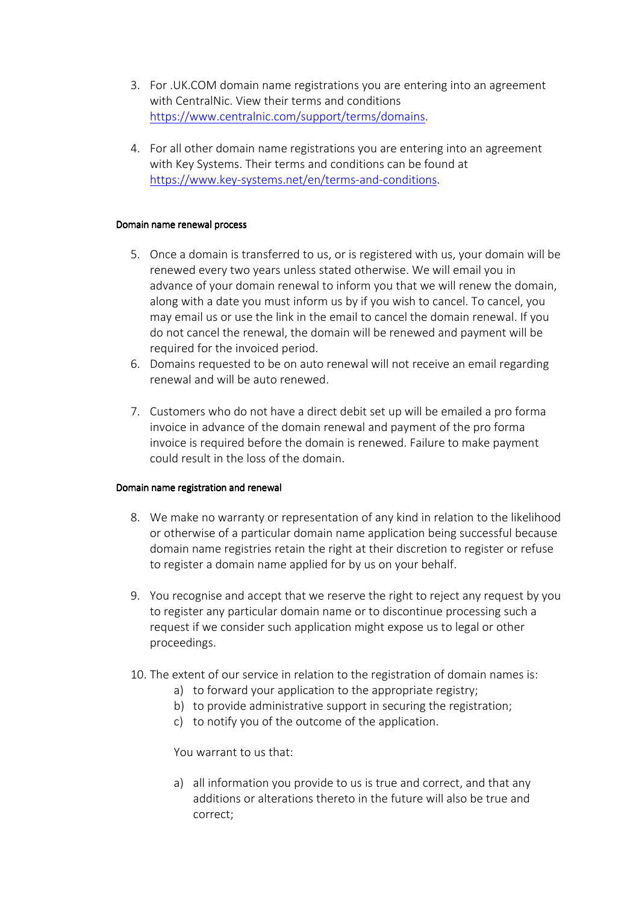3. For .UK.COM domain name registrations you are entering into an agreement with CentralNic. View their terms and conditions [https://www.centralnic.com/support/terms/domains](https://www.centralnic.com/support/terms/domains).

4. For all other domain name registrations you are entering into an agreement with Key Systems. Their terms and conditions can be found at [https://www.key-systems.net/en/terms-and-conditions](https://www.key-systems.net/en/terms-and-conditions).

#### Domain name renewal process

5. Once a domain is transferred to us, or is registered with us, your domain will be renewed every two years unless stated otherwise. We will email you in advance of your domain renewal to inform you that we will renew the domain, along with a date you must inform us by if you wish to cancel. To cancel, you may email us or use the link in the email to cancel the domain renewal. If you do not cancel the renewal, the domain will be renewed and payment will be required for the invoiced period.
6. Domains requested to be on auto renewal will not receive an email regarding renewal and will be auto renewed.

7. Customers who do not have a direct debit set up will be emailed a pro forma invoice in advance of the domain renewal and payment of the pro forma invoice is required before the domain is renewed. Failure to make payment could result in the loss of the domain.

#### Domain name registration and renewal

8. We make no warranty or representation of any kind in relation to the likelihood or otherwise of a particular domain name application being successful because domain name registries retain the right at their discretion to register or refuse to register a domain name applied for by us on your behalf.

9. You recognise and accept that we reserve the right to reject any request by you to register any particular domain name or to discontinue processing such a request if we consider such application might expose us to legal or other proceedings.

10. The extent of our service in relation to the registration of domain names is:
    a) to forward your application to the appropriate registry;
    b) to provide administrative support in securing the registration;
    c) to notify you of the outcome of the application.

    You warrant to us that:

    a) all information you provide to us is true and correct, and that any additions or alterations thereto in the future will also be true and correct;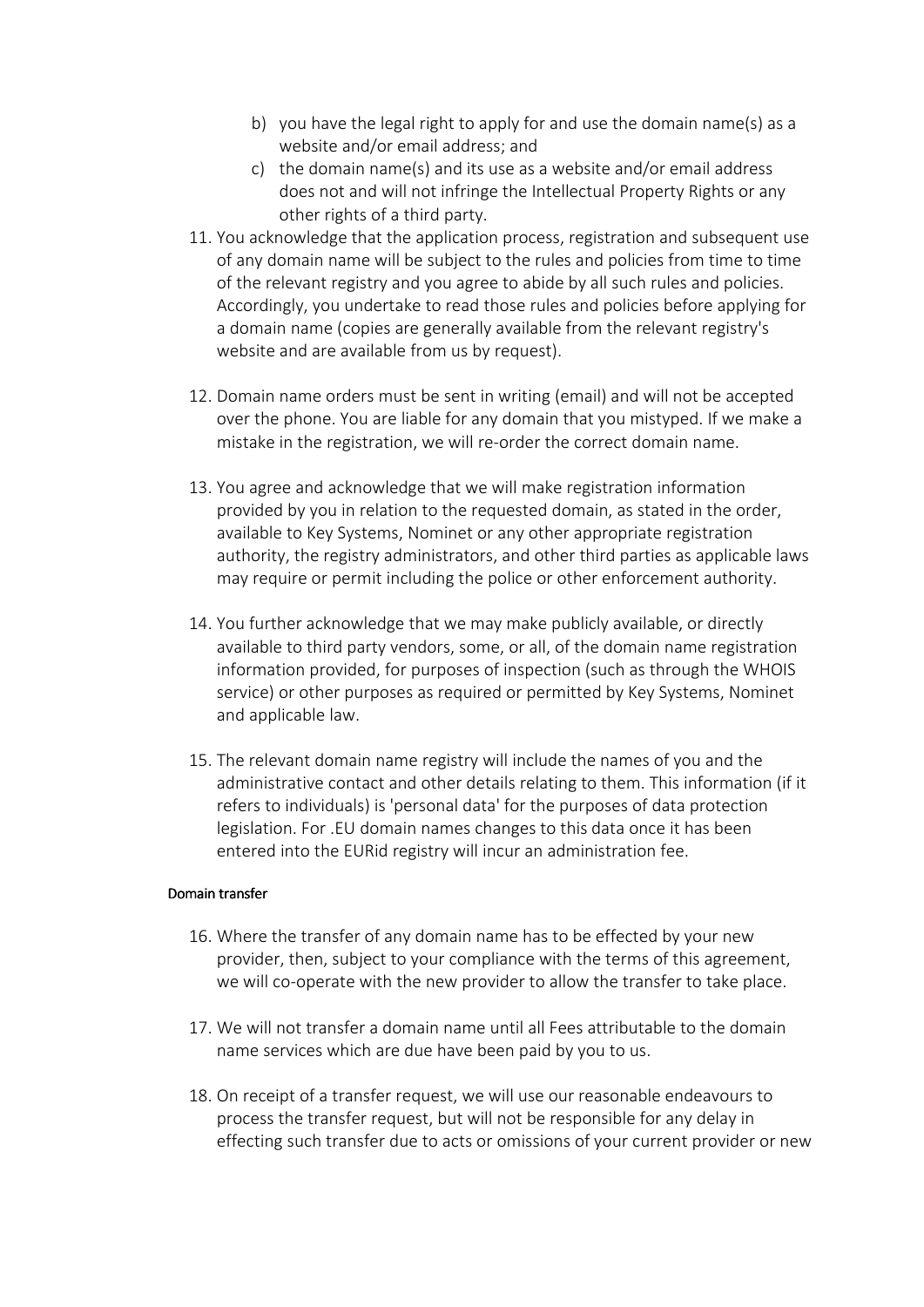b) you have the legal right to apply for and use the domain name(s) as a website and/or email address; and
c) the domain name(s) and its use as a website and/or email address does not and will not infringe the Intellectual Property Rights or any other rights of a third party.

11. You acknowledge that the application process, registration and subsequent use of any domain name will be subject to the rules and policies from time to time of the relevant registry and you agree to abide by all such rules and policies. Accordingly, you undertake to read those rules and policies before applying for a domain name (copies are generally available from the relevant registry's website and are available from us by request).

12. Domain name orders must be sent in writing (email) and will not be accepted over the phone. You are liable for any domain that you mistyped. If we make a mistake in the registration, we will re-order the correct domain name.

13. You agree and acknowledge that we will make registration information provided by you in relation to the requested domain, as stated in the order, available to Key Systems, Nominet or any other appropriate registration authority, the registry administrators, and other third parties as applicable laws may require or permit including the police or other enforcement authority.

14. You further acknowledge that we may make publicly available, or directly available to third party vendors, some, or all, of the domain name registration information provided, for purposes of inspection (such as through the WHOIS service) or other purposes as required or permitted by Key Systems, Nominet and applicable law.

15. The relevant domain name registry will include the names of you and the administrative contact and other details relating to them. This information (if it refers to individuals) is 'personal data' for the purposes of data protection legislation. For .EU domain names changes to this data once it has been entered into the EURid registry will incur an administration fee.

#### Domain transfer

16. Where the transfer of any domain name has to be effected by your new provider, then, subject to your compliance with the terms of this agreement, we will co-operate with the new provider to allow the transfer to take place.

17. We will not transfer a domain name until all Fees attributable to the domain name services which are due have been paid by you to us.

18. On receipt of a transfer request, we will use our reasonable endeavours to process the transfer request, but will not be responsible for any delay in effecting such transfer due to acts or omissions of your current provider or new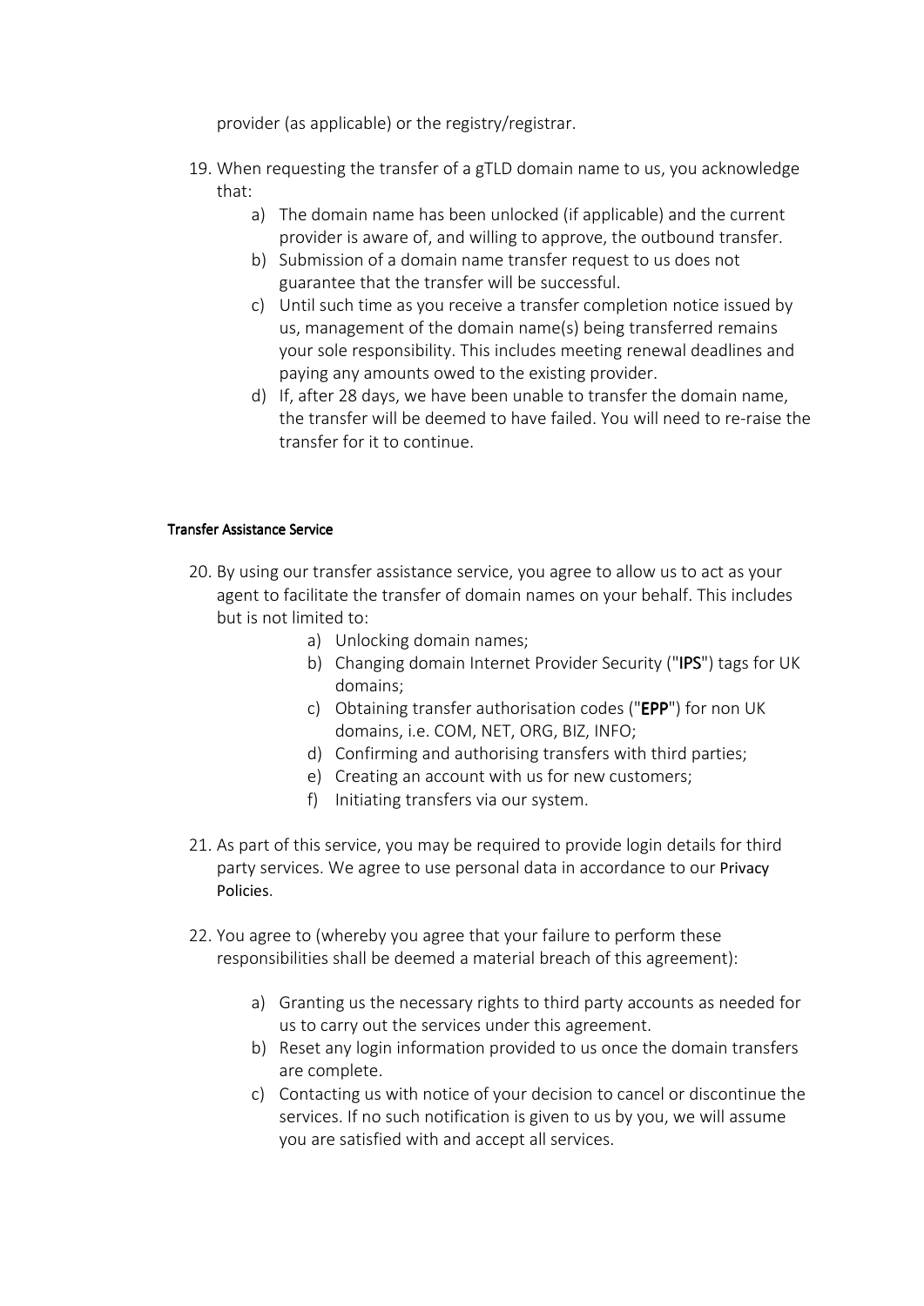provider (as applicable) or the registry/registrar.

19. When requesting the transfer of a gTLD domain name to us, you acknowledge that:
    a) The domain name has been unlocked (if applicable) and the current provider is aware of, and willing to approve, the outbound transfer.
    b) Submission of a domain name transfer request to us does not guarantee that the transfer will be successful.
    c) Until such time as you receive a transfer completion notice issued by us, management of the domain name(s) being transferred remains your sole responsibility. This includes meeting renewal deadlines and paying any amounts owed to the existing provider.
    d) If, after 28 days, we have been unable to transfer the domain name, the transfer will be deemed to have failed. You will need to re-raise the transfer for it to continue.

### Transfer Assistance Service

20. By using our transfer assistance service, you agree to allow us to act as your agent to facilitate the transfer of domain names on your behalf. This includes but is not limited to:
    a) Unlocking domain names;
    b) Changing domain Internet Provider Security ("**IPS**") tags for UK domains;
    c) Obtaining transfer authorisation codes ("**EPP**") for non UK domains, i.e. COM, NET, ORG, BIZ, INFO;
    d) Confirming and authorising transfers with third parties;
    e) Creating an account with us for new customers;
    f) Initiating transfers via our system.

21. As part of this service, you may be required to provide login details for third party services. We agree to use personal data in accordance to our Privacy Policies.

22. You agree to (whereby you agree that your failure to perform these responsibilities shall be deemed a material breach of this agreement):
    a) Granting us the necessary rights to third party accounts as needed for us to carry out the services under this agreement.
    b) Reset any login information provided to us once the domain transfers are complete.
    c) Contacting us with notice of your decision to cancel or discontinue the services. If no such notification is given to us by you, we will assume you are satisfied with and accept all services.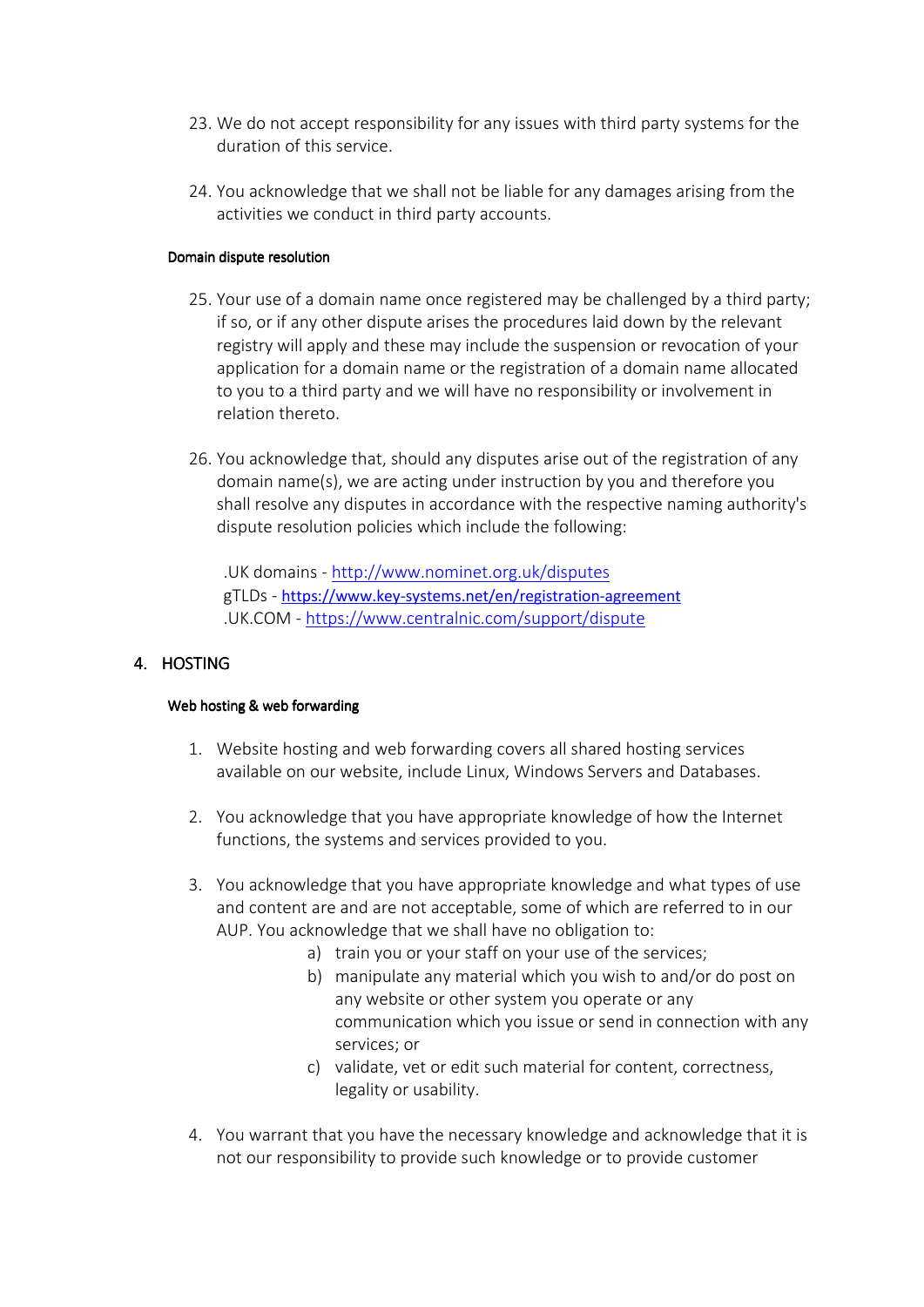23. We do not accept responsibility for any issues with third party systems for the duration of this service.

24. You acknowledge that we shall not be liable for any damages arising from the activities we conduct in third party accounts.

#### Domain dispute resolution

25. Your use of a domain name once registered may be challenged by a third party; if so, or if any other dispute arises the procedures laid down by the relevant registry will apply and these may include the suspension or revocation of your application for a domain name or the registration of a domain name allocated to you to a third party and we will have no responsibility or involvement in relation thereto.

26. You acknowledge that, should any disputes arise out of the registration of any domain name(s), we are acting under instruction by you and therefore you shall resolve any disputes in accordance with the respective naming authority's dispute resolution policies which include the following:

    .UK domains - [http://www.nominet.org.uk/disputes](http://www.nominet.org.uk/disputes)
    gTLDs - [https://www.key-systems.net/en/registration-agreement](https://www.key-systems.net/en/registration-agreement)
    .UK.COM - [https://www.centralnic.com/support/dispute](https://www.centralnic.com/support/dispute)

## 4. HOSTING

#### Web hosting & web forwarding

1. Website hosting and web forwarding covers all shared hosting services available on our website, include Linux, Windows Servers and Databases.

2. You acknowledge that you have appropriate knowledge of how the Internet functions, the systems and services provided to you.

3. You acknowledge that you have appropriate knowledge and what types of use and content are and are not acceptable, some of which are referred to in our AUP. You acknowledge that we shall have no obligation to:
    a) train you or your staff on your use of the services;
    b) manipulate any material which you wish to and/or do post on any website or other system you operate or any communication which you issue or send in connection with any services; or
    c) validate, vet or edit such material for content, correctness, legality or usability.

4. You warrant that you have the necessary knowledge and acknowledge that it is not our responsibility to provide such knowledge or to provide customer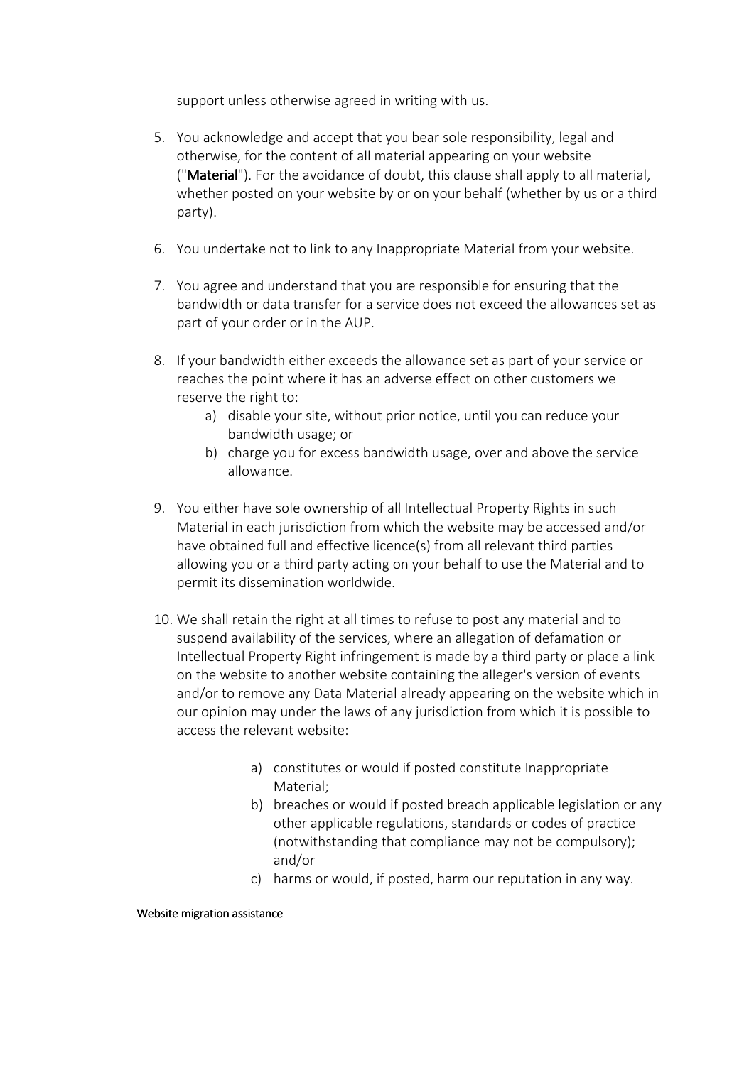support unless otherwise agreed in writing with us.

5. You acknowledge and accept that you bear sole responsibility, legal and otherwise, for the content of all material appearing on your website ("**Material**"). For the avoidance of doubt, this clause shall apply to all material, whether posted on your website by or on your behalf (whether by us or a third party).

6. You undertake not to link to any Inappropriate Material from your website.

7. You agree and understand that you are responsible for ensuring that the bandwidth or data transfer for a service does not exceed the allowances set as part of your order or in the AUP.

8. If your bandwidth either exceeds the allowance set as part of your service or reaches the point where it has an adverse effect on other customers we reserve the right to:
   a) disable your site, without prior notice, until you can reduce your bandwidth usage; or
   b) charge you for excess bandwidth usage, over and above the service allowance.

9. You either have sole ownership of all Intellectual Property Rights in such Material in each jurisdiction from which the website may be accessed and/or have obtained full and effective licence(s) from all relevant third parties allowing you or a third party acting on your behalf to use the Material and to permit its dissemination worldwide.

10. We shall retain the right at all times to refuse to post any material and to suspend availability of the services, where an allegation of defamation or Intellectual Property Right infringement is made by a third party or place a link on the website to another website containing the alleger's version of events and/or to remove any Data Material already appearing on the website which in our opinion may under the laws of any jurisdiction from which it is possible to access the relevant website:
    a) constitutes or would if posted constitute Inappropriate Material;
    b) breaches or would if posted breach applicable legislation or any other applicable regulations, standards or codes of practice (notwithstanding that compliance may not be compulsory); and/or
    c) harms or would, if posted, harm our reputation in any way.

Website migration assistance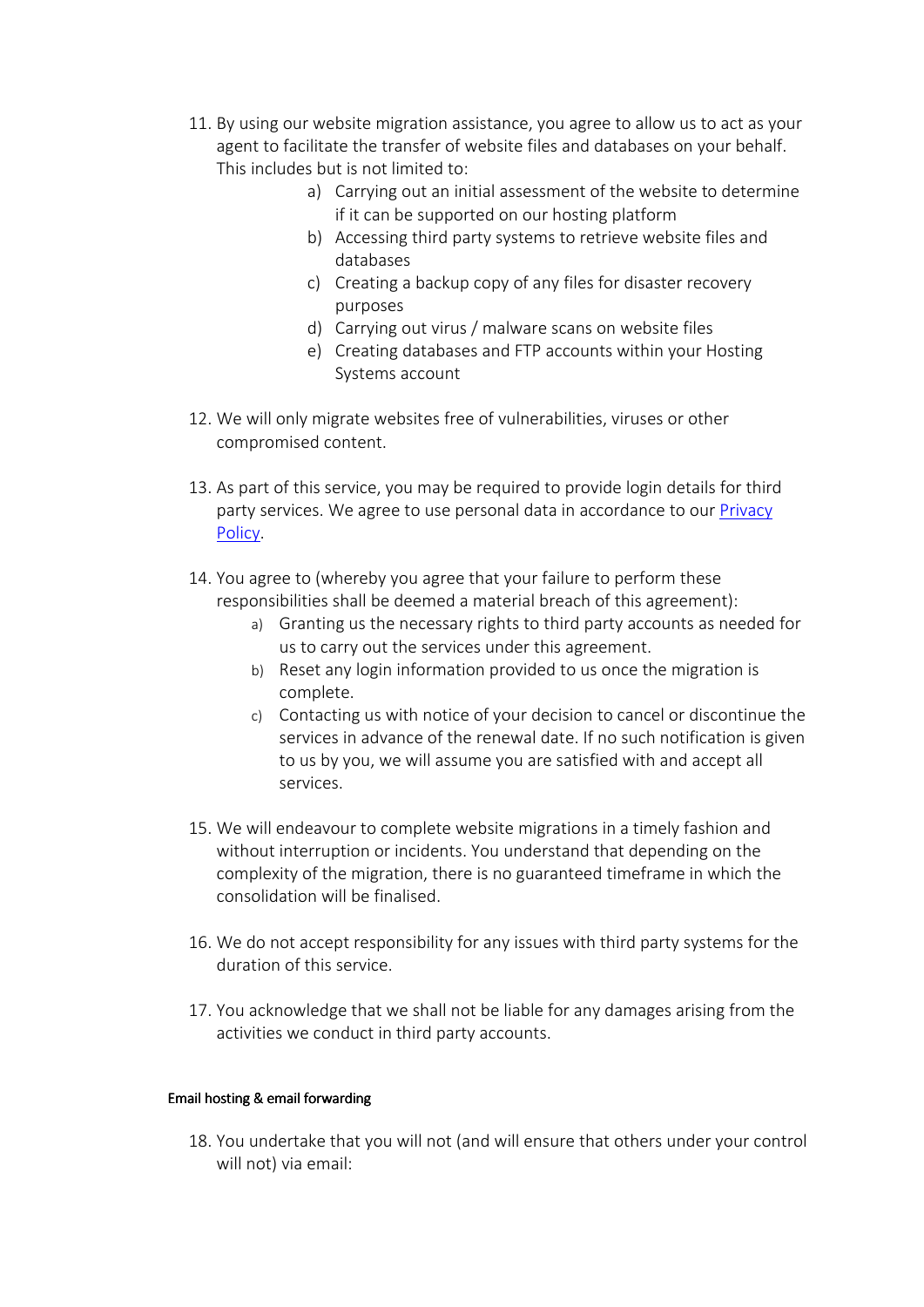11. By using our website migration assistance, you agree to allow us to act as your agent to facilitate the transfer of website files and databases on your behalf. This includes but is not limited to:
    a) Carrying out an initial assessment of the website to determine if it can be supported on our hosting platform
    b) Accessing third party systems to retrieve website files and databases
    c) Creating a backup copy of any files for disaster recovery purposes
    d) Carrying out virus / malware scans on website files
    e) Creating databases and FTP accounts within your Hosting Systems account

12. We will only migrate websites free of vulnerabilities, viruses or other compromised content.

13. As part of this service, you may be required to provide login details for third party services. We agree to use personal data in accordance to our [Privacy Policy](Privacy Policy).

14. You agree to (whereby you agree that your failure to perform these responsibilities shall be deemed a material breach of this agreement):
    a) Granting us the necessary rights to third party accounts as needed for us to carry out the services under this agreement.
    b) Reset any login information provided to us once the migration is complete.
    c) Contacting us with notice of your decision to cancel or discontinue the services in advance of the renewal date. If no such notification is given to us by you, we will assume you are satisfied with and accept all services.

15. We will endeavour to complete website migrations in a timely fashion and without interruption or incidents. You understand that depending on the complexity of the migration, there is no guaranteed timeframe in which the consolidation will be finalised.

16. We do not accept responsibility for any issues with third party systems for the duration of this service.

17. You acknowledge that we shall not be liable for any damages arising from the activities we conduct in third party accounts.

#### Email hosting & email forwarding

18. You undertake that you will not (and will ensure that others under your control will not) via email: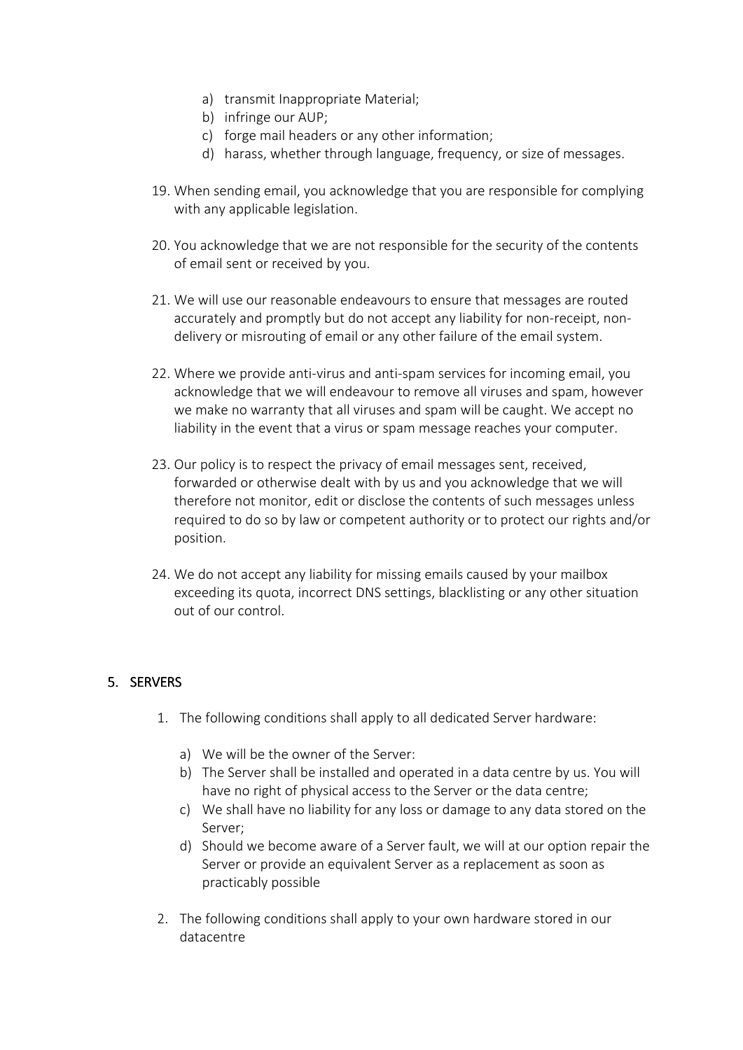a) transmit Inappropriate Material;
b) infringe our AUP;
c) forge mail headers or any other information;
d) harass, whether through language, frequency, or size of messages.

19. When sending email, you acknowledge that you are responsible for complying with any applicable legislation.

20. You acknowledge that we are not responsible for the security of the contents of email sent or received by you.

21. We will use our reasonable endeavours to ensure that messages are routed accurately and promptly but do not accept any liability for non-receipt, non-delivery or misrouting of email or any other failure of the email system.

22. Where we provide anti-virus and anti-spam services for incoming email, you acknowledge that we will endeavour to remove all viruses and spam, however we make no warranty that all viruses and spam will be caught. We accept no liability in the event that a virus or spam message reaches your computer.

23. Our policy is to respect the privacy of email messages sent, received, forwarded or otherwise dealt with by us and you acknowledge that we will therefore not monitor, edit or disclose the contents of such messages unless required to do so by law or competent authority or to protect our rights and/or position.

24. We do not accept any liability for missing emails caused by your mailbox exceeding its quota, incorrect DNS settings, blacklisting or any other situation out of our control.

## 5. SERVERS

1. The following conditions shall apply to all dedicated Server hardware:

   a) We will be the owner of the Server:
   b) The Server shall be installed and operated in a data centre by us. You will have no right of physical access to the Server or the data centre;
   c) We shall have no liability for any loss or damage to any data stored on the Server;
   d) Should we become aware of a Server fault, we will at our option repair the Server or provide an equivalent Server as a replacement as soon as practicably possible

2. The following conditions shall apply to your own hardware stored in our datacentre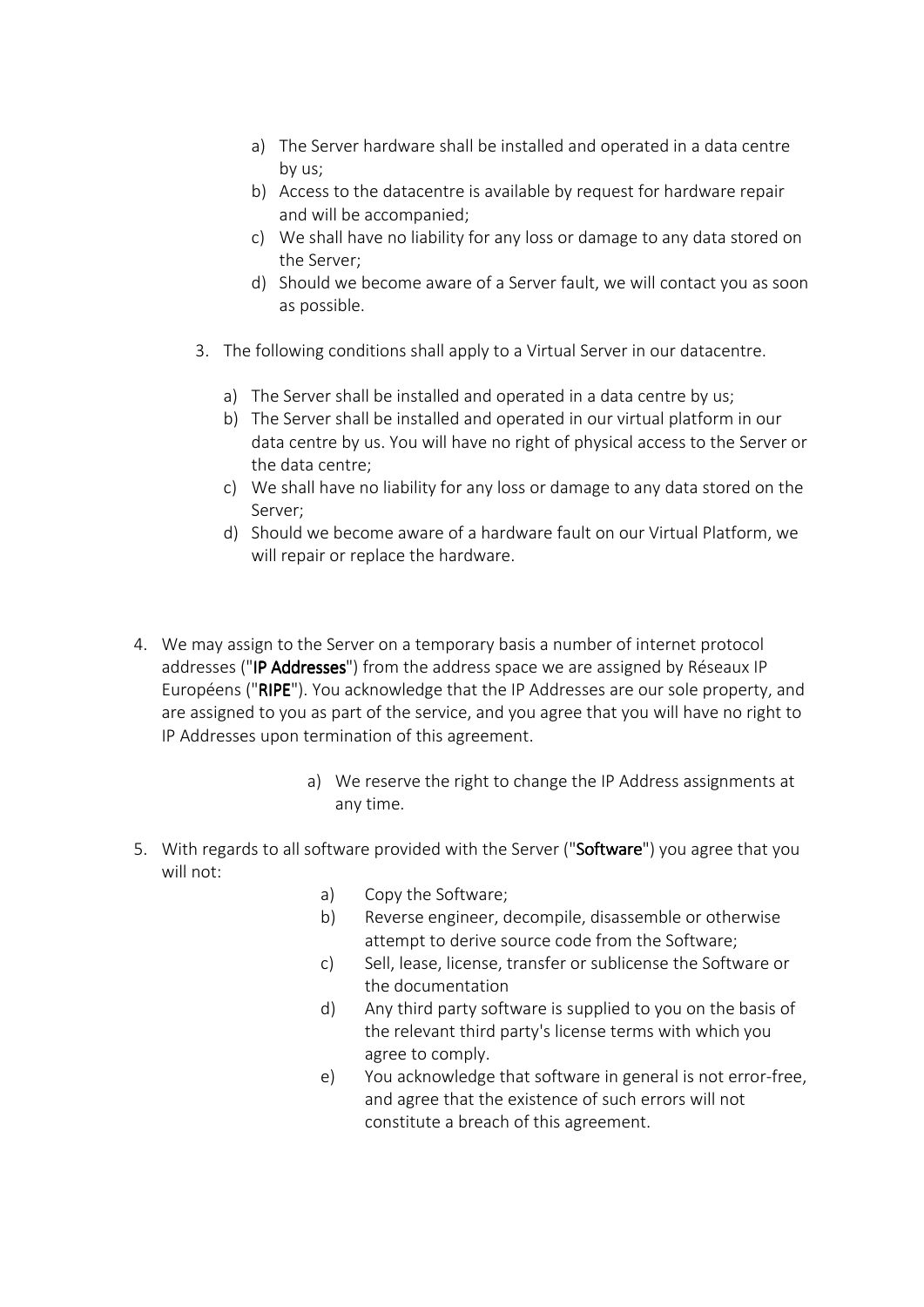a) The Server hardware shall be installed and operated in a data centre by us;
b) Access to the datacentre is available by request for hardware repair and will be accompanied;
c) We shall have no liability for any loss or damage to any data stored on the Server;
d) Should we become aware of a Server fault, we will contact you as soon as possible.

3. The following conditions shall apply to a Virtual Server in our datacentre.

   a) The Server shall be installed and operated in a data centre by us;
   b) The Server shall be installed and operated in our virtual platform in our data centre by us. You will have no right of physical access to the Server or the data centre;
   c) We shall have no liability for any loss or damage to any data stored on the Server;
   d) Should we become aware of a hardware fault on our Virtual Platform, we will repair or replace the hardware.

4. We may assign to the Server on a temporary basis a number of internet protocol addresses ("**IP Addresses**") from the address space we are assigned by Réseaux IP Européens ("**RIPE**"). You acknowledge that the IP Addresses are our sole property, and are assigned to you as part of the service, and you agree that you will have no right to IP Addresses upon termination of this agreement.

   a) We reserve the right to change the IP Address assignments at any time.

5. With regards to all software provided with the Server ("**Software**") you agree that you will not:

   a) Copy the Software;
   b) Reverse engineer, decompile, disassemble or otherwise attempt to derive source code from the Software;
   c) Sell, lease, license, transfer or sublicense the Software or the documentation
   d) Any third party software is supplied to you on the basis of the relevant third party's license terms with which you agree to comply.
   e) You acknowledge that software in general is not error-free, and agree that the existence of such errors will not constitute a breach of this agreement.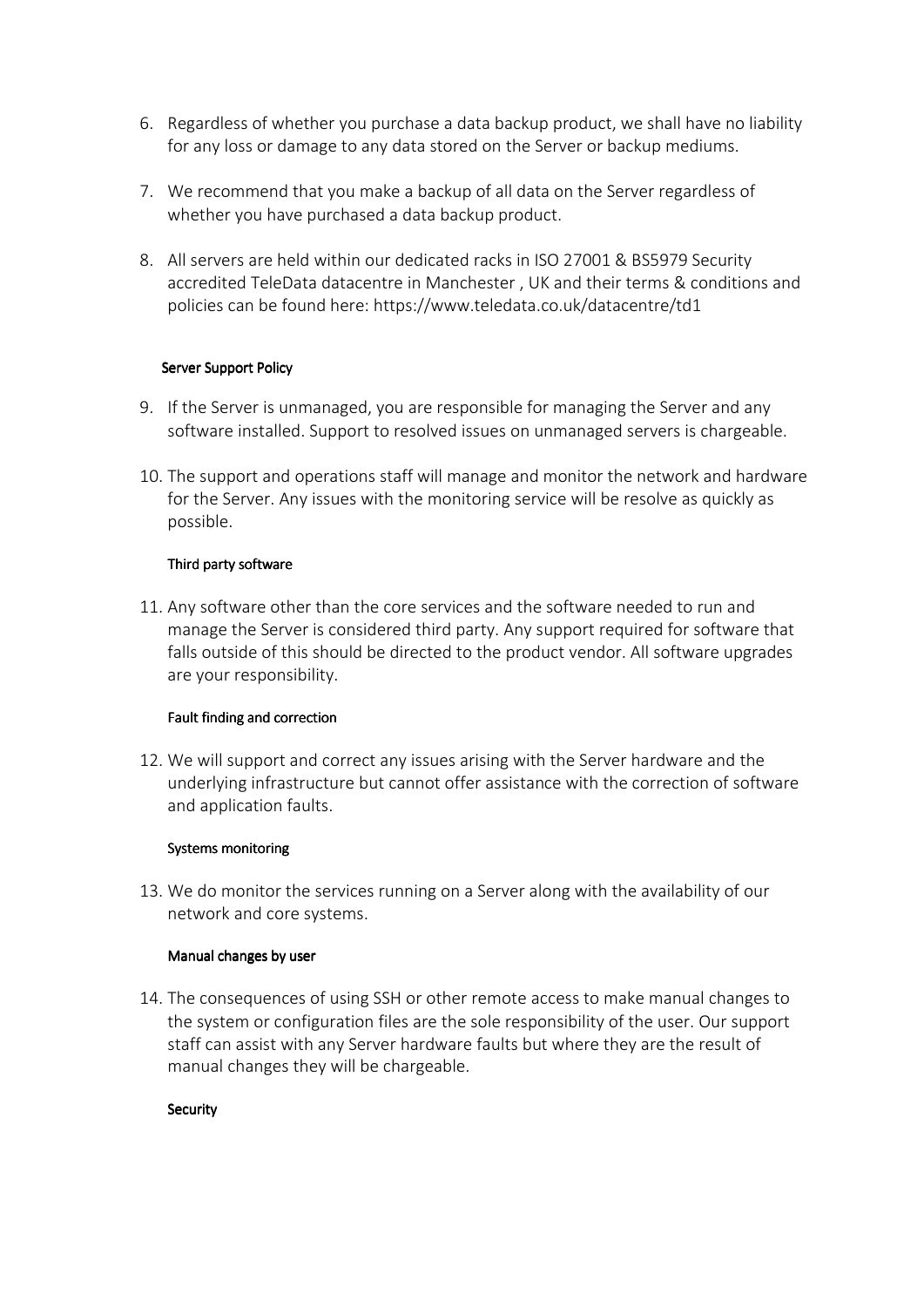6. Regardless of whether you purchase a data backup product, we shall have no liability for any loss or damage to any data stored on the Server or backup mediums.

7. We recommend that you make a backup of all data on the Server regardless of whether you have purchased a data backup product.

8. All servers are held within our dedicated racks in ISO 27001 & BS5979 Security accredited TeleData datacentre in Manchester , UK and their terms & conditions and policies can be found here: https://www.teledata.co.uk/datacentre/td1

### Server Support Policy

9. If the Server is unmanaged, you are responsible for managing the Server and any software installed. Support to resolved issues on unmanaged servers is chargeable.

10. The support and operations staff will manage and monitor the network and hardware for the Server. Any issues with the monitoring service will be resolve as quickly as possible.

#### Third party software

11. Any software other than the core services and the software needed to run and manage the Server is considered third party. Any support required for software that falls outside of this should be directed to the product vendor. All software upgrades are your responsibility.

#### Fault finding and correction

12. We will support and correct any issues arising with the Server hardware and the underlying infrastructure but cannot offer assistance with the correction of software and application faults.

#### Systems monitoring

13. We do monitor the services running on a Server along with the availability of our network and core systems.

#### Manual changes by user

14. The consequences of using SSH or other remote access to make manual changes to the system or configuration files are the sole responsibility of the user. Our support staff can assist with any Server hardware faults but where they are the result of manual changes they will be chargeable.

#### Security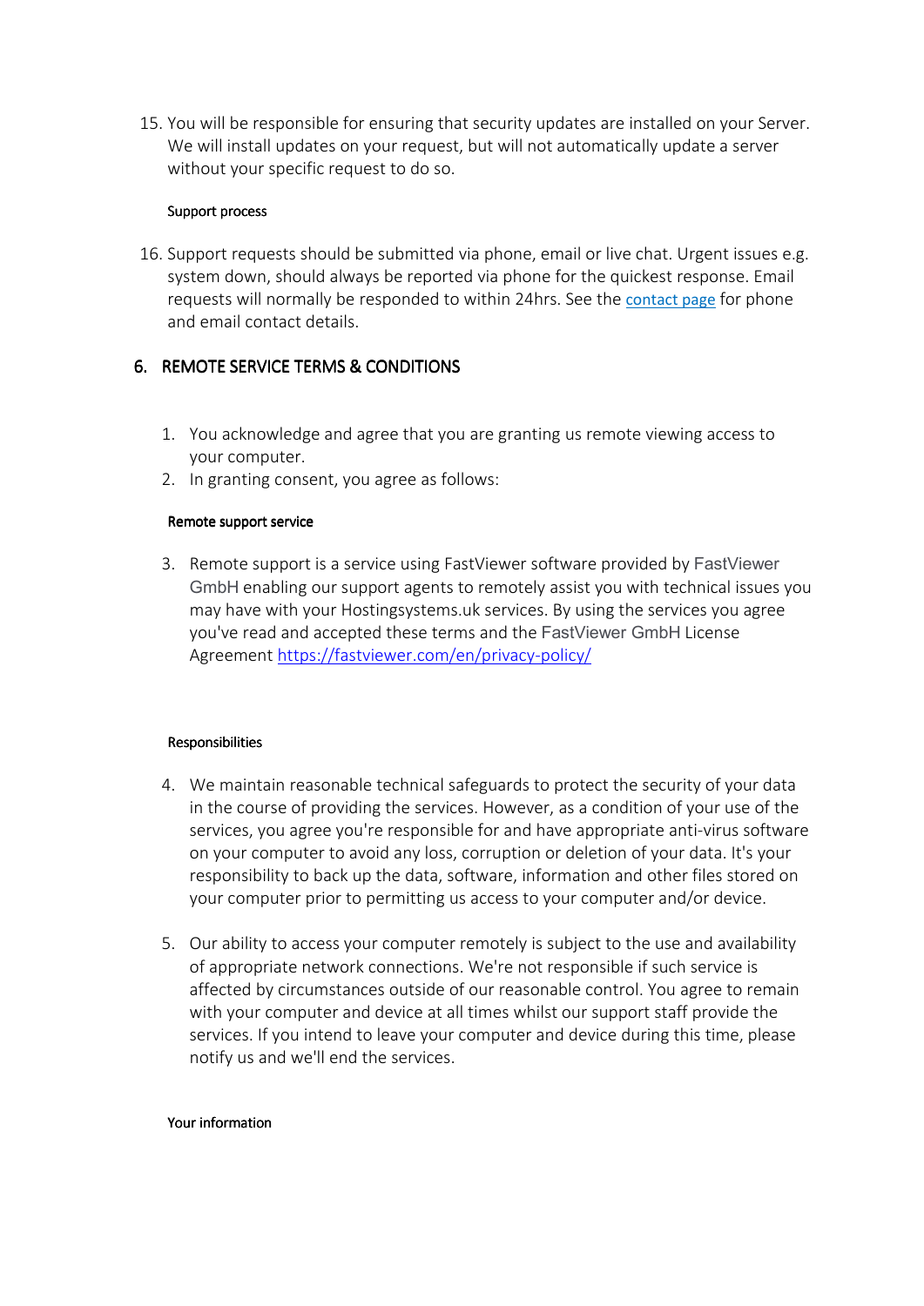15. You will be responsible for ensuring that security updates are installed on your Server. We will install updates on your request, but will not automatically update a server without your specific request to do so.

#### Support process

16. Support requests should be submitted via phone, email or live chat. Urgent issues e.g. system down, should always be reported via phone for the quickest response. Email requests will normally be responded to within 24hrs. See the contact page for phone and email contact details.

## 6. REMOTE SERVICE TERMS & CONDITIONS

1. You acknowledge and agree that you are granting us remote viewing access to your computer.
2. In granting consent, you agree as follows:

#### Remote support service

3. Remote support is a service using FastViewer software provided by FastViewer GmbH enabling our support agents to remotely assist you with technical issues you may have with your Hostingsystems.uk services. By using the services you agree you've read and accepted these terms and the FastViewer GmbH License Agreement https://fastviewer.com/en/privacy-policy/

#### Responsibilities

4. We maintain reasonable technical safeguards to protect the security of your data in the course of providing the services. However, as a condition of your use of the services, you agree you're responsible for and have appropriate anti-virus software on your computer to avoid any loss, corruption or deletion of your data. It's your responsibility to back up the data, software, information and other files stored on your computer prior to permitting us access to your computer and/or device.

5. Our ability to access your computer remotely is subject to the use and availability of appropriate network connections. We're not responsible if such service is affected by circumstances outside of our reasonable control. You agree to remain with your computer and device at all times whilst our support staff provide the services. If you intend to leave your computer and device during this time, please notify us and we'll end the services.

#### Your information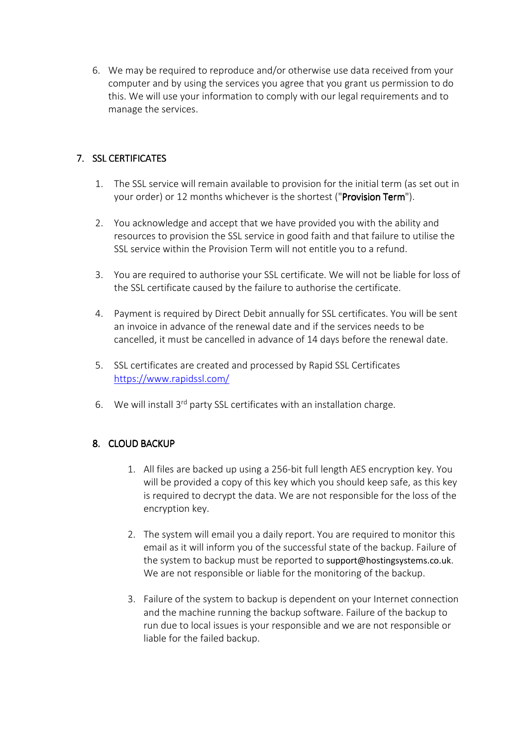6. We may be required to reproduce and/or otherwise use data received from your computer and by using the services you agree that you grant us permission to do this. We will use your information to comply with our legal requirements and to manage the services.

## 7. SSL CERTIFICATES

1. The SSL service will remain available to provision for the initial term (as set out in your order) or 12 months whichever is the shortest ("**Provision Term**").

2. You acknowledge and accept that we have provided you with the ability and resources to provision the SSL service in good faith and that failure to utilise the SSL service within the Provision Term will not entitle you to a refund.

3. You are required to authorise your SSL certificate. We will not be liable for loss of the SSL certificate caused by the failure to authorise the certificate.

4. Payment is required by Direct Debit annually for SSL certificates. You will be sent an invoice in advance of the renewal date and if the services needs to be cancelled, it must be cancelled in advance of 14 days before the renewal date.

5. SSL certificates are created and processed by Rapid SSL Certificates https://www.rapidssl.com/

6. We will install 3rd party SSL certificates with an installation charge.

## 8. CLOUD BACKUP

1. All files are backed up using a 256-bit full length AES encryption key. You will be provided a copy of this key which you should keep safe, as this key is required to decrypt the data. We are not responsible for the loss of the encryption key.

2. The system will email you a daily report. You are required to monitor this email as it will inform you of the successful state of the backup. Failure of the system to backup must be reported to support@hostingsystems.co.uk. We are not responsible or liable for the monitoring of the backup.

3. Failure of the system to backup is dependent on your Internet connection and the machine running the backup software. Failure of the backup to run due to local issues is your responsible and we are not responsible or liable for the failed backup.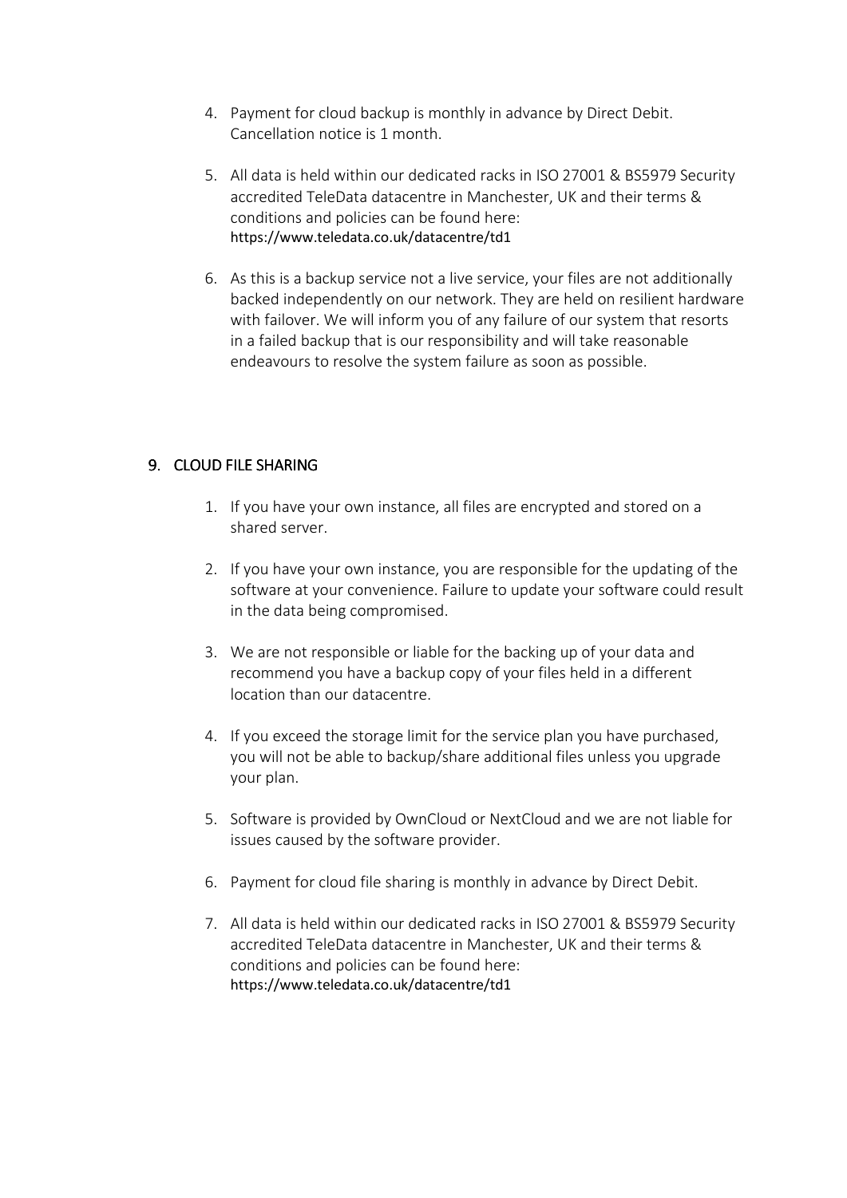4. Payment for cloud backup is monthly in advance by Direct Debit. Cancellation notice is 1 month.

5. All data is held within our dedicated racks in ISO 27001 & BS5979 Security accredited TeleData datacentre in Manchester, UK and their terms & conditions and policies can be found here: https://www.teledata.co.uk/datacentre/td1

6. As this is a backup service not a live service, your files are not additionally backed independently on our network. They are held on resilient hardware with failover. We will inform you of any failure of our system that resorts in a failed backup that is our responsibility and will take reasonable endeavours to resolve the system failure as soon as possible.

## 9. CLOUD FILE SHARING

1. If you have your own instance, all files are encrypted and stored on a shared server.

2. If you have your own instance, you are responsible for the updating of the software at your convenience. Failure to update your software could result in the data being compromised.

3. We are not responsible or liable for the backing up of your data and recommend you have a backup copy of your files held in a different location than our datacentre.

4. If you exceed the storage limit for the service plan you have purchased, you will not be able to backup/share additional files unless you upgrade your plan.

5. Software is provided by OwnCloud or NextCloud and we are not liable for issues caused by the software provider.

6. Payment for cloud file sharing is monthly in advance by Direct Debit.

7. All data is held within our dedicated racks in ISO 27001 & BS5979 Security accredited TeleData datacentre in Manchester, UK and their terms & conditions and policies can be found here: https://www.teledata.co.uk/datacentre/td1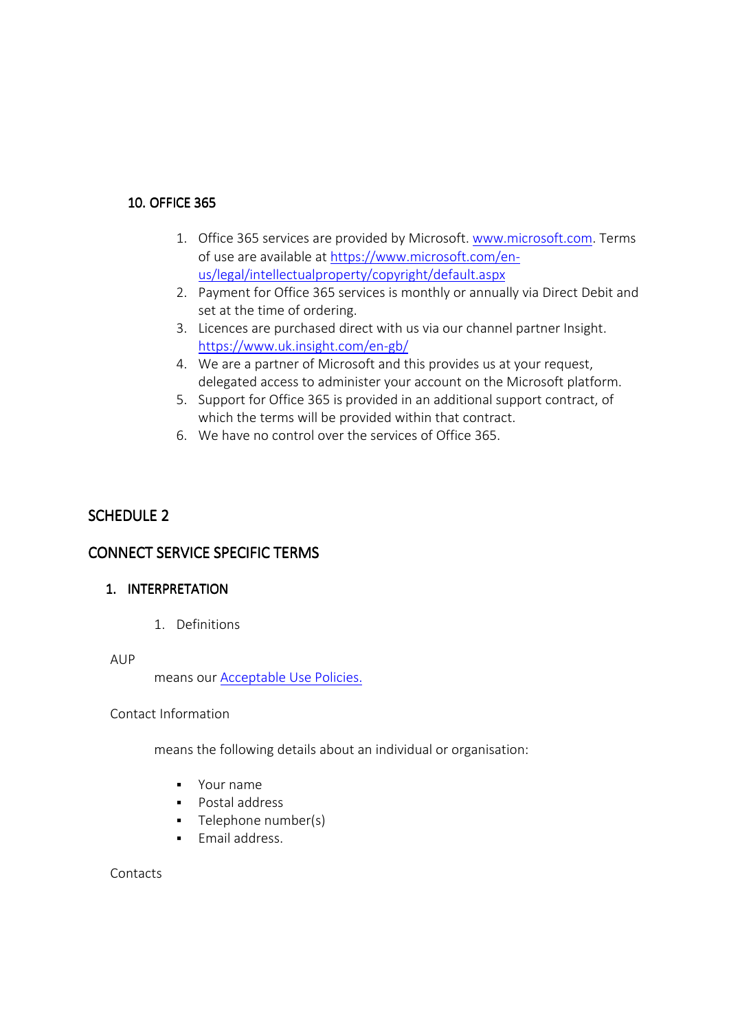### 10. OFFICE 365

1. Office 365 services are provided by Microsoft. [www.microsoft.com](http://www.microsoft.com). Terms of use are available at [https://www.microsoft.com/en-us/legal/intellectualproperty/copyright/default.aspx](https://www.microsoft.com/en-us/legal/intellectualproperty/copyright/default.aspx)
2. Payment for Office 365 services is monthly or annually via Direct Debit and set at the time of ordering.
3. Licences are purchased direct with us via our channel partner Insight. [https://www.uk.insight.com/en-gb/](https://www.uk.insight.com/en-gb/)
4. We are a partner of Microsoft and this provides us at your request, delegated access to administer your account on the Microsoft platform.
5. Support for Office 365 is provided in an additional support contract, of which the terms will be provided within that contract.
6. We have no control over the services of Office 365.

## SCHEDULE 2

## CONNECT SERVICE SPECIFIC TERMS

### 1. INTERPRETATION

1. Definitions

AUP

means our Acceptable Use Policies.

Contact Information

means the following details about an individual or organisation:

- Your name
- Postal address
- Telephone number(s)
- Email address.

Contacts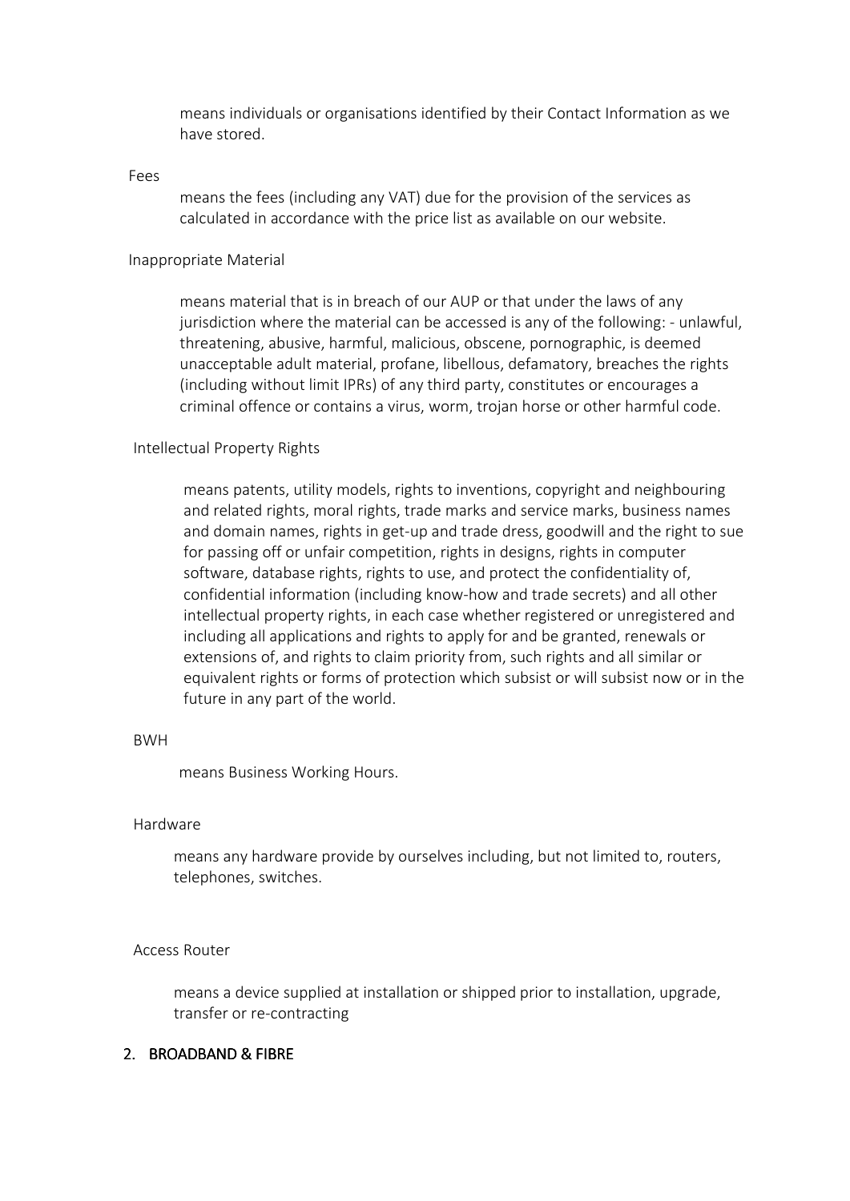means individuals or organisations identified by their Contact Information as we have stored.

Fees

means the fees (including any VAT) due for the provision of the services as calculated in accordance with the price list as available on our website.

Inappropriate Material

means material that is in breach of our AUP or that under the laws of any jurisdiction where the material can be accessed is any of the following: - unlawful, threatening, abusive, harmful, malicious, obscene, pornographic, is deemed unacceptable adult material, profane, libellous, defamatory, breaches the rights (including without limit IPRs) of any third party, constitutes or encourages a criminal offence or contains a virus, worm, trojan horse or other harmful code.

Intellectual Property Rights

means patents, utility models, rights to inventions, copyright and neighbouring and related rights, moral rights, trade marks and service marks, business names and domain names, rights in get-up and trade dress, goodwill and the right to sue for passing off or unfair competition, rights in designs, rights in computer software, database rights, rights to use, and protect the confidentiality of, confidential information (including know-how and trade secrets) and all other intellectual property rights, in each case whether registered or unregistered and including all applications and rights to apply for and be granted, renewals or extensions of, and rights to claim priority from, such rights and all similar or equivalent rights or forms of protection which subsist or will subsist now or in the future in any part of the world.

BWH

means Business Working Hours.

Hardware

means any hardware provide by ourselves including, but not limited to, routers, telephones, switches.

Access Router

means a device supplied at installation or shipped prior to installation, upgrade, transfer or re-contracting

## 2. BROADBAND & FIBRE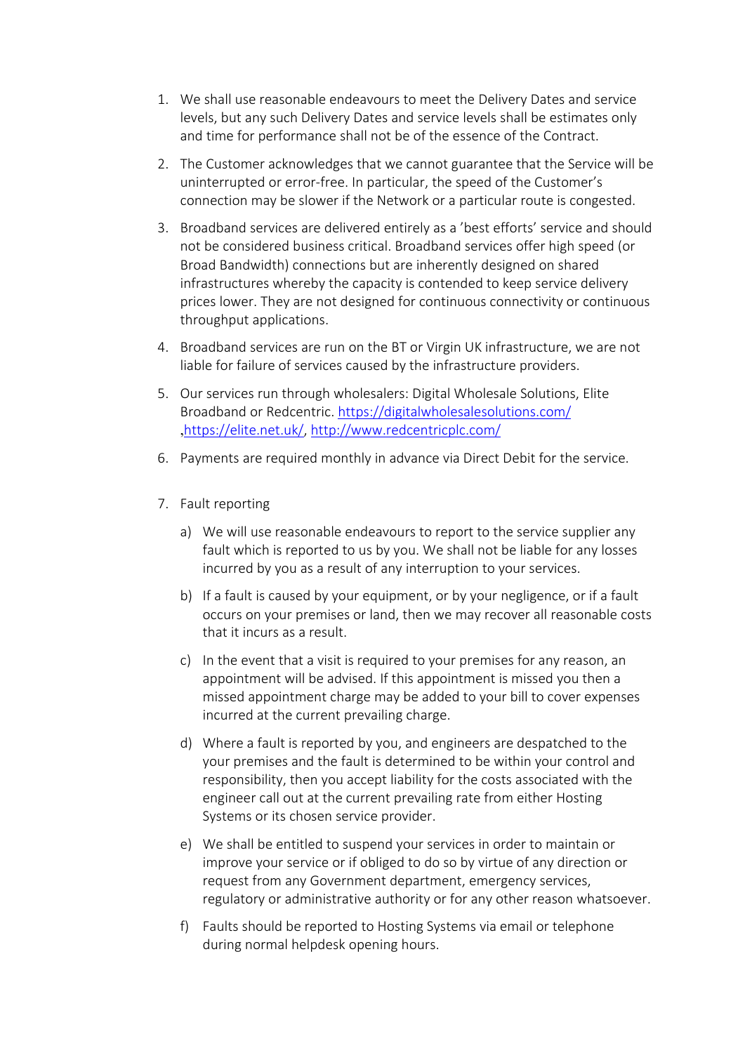1. We shall use reasonable endeavours to meet the Delivery Dates and service levels, but any such Delivery Dates and service levels shall be estimates only and time for performance shall not be of the essence of the Contract.

2. The Customer acknowledges that we cannot guarantee that the Service will be uninterrupted or error-free. In particular, the speed of the Customer's connection may be slower if the Network or a particular route is congested.

3. Broadband services are delivered entirely as a 'best efforts' service and should not be considered business critical. Broadband services offer high speed (or Broad Bandwidth) connections but are inherently designed on shared infrastructures whereby the capacity is contended to keep service delivery prices lower. They are not designed for continuous connectivity or continuous throughput applications.

4. Broadband services are run on the BT or Virgin UK infrastructure, we are not liable for failure of services caused by the infrastructure providers.

5. Our services run through wholesalers: Digital Wholesale Solutions, Elite Broadband or Redcentric. https://digitalwholesalesolutions.com/ ,https://elite.net.uk/, http://www.redcentricplc.com/

6. Payments are required monthly in advance via Direct Debit for the service.

7. Fault reporting

   a) We will use reasonable endeavours to report to the service supplier any fault which is reported to us by you. We shall not be liable for any losses incurred by you as a result of any interruption to your services.

   b) If a fault is caused by your equipment, or by your negligence, or if a fault occurs on your premises or land, then we may recover all reasonable costs that it incurs as a result.

   c) In the event that a visit is required to your premises for any reason, an appointment will be advised. If this appointment is missed you then a missed appointment charge may be added to your bill to cover expenses incurred at the current prevailing charge.

   d) Where a fault is reported by you, and engineers are despatched to the your premises and the fault is determined to be within your control and responsibility, then you accept liability for the costs associated with the engineer call out at the current prevailing rate from either Hosting Systems or its chosen service provider.

   e) We shall be entitled to suspend your services in order to maintain or improve your service or if obliged to do so by virtue of any direction or request from any Government department, emergency services, regulatory or administrative authority or for any other reason whatsoever.

   f) Faults should be reported to Hosting Systems via email or telephone during normal helpdesk opening hours.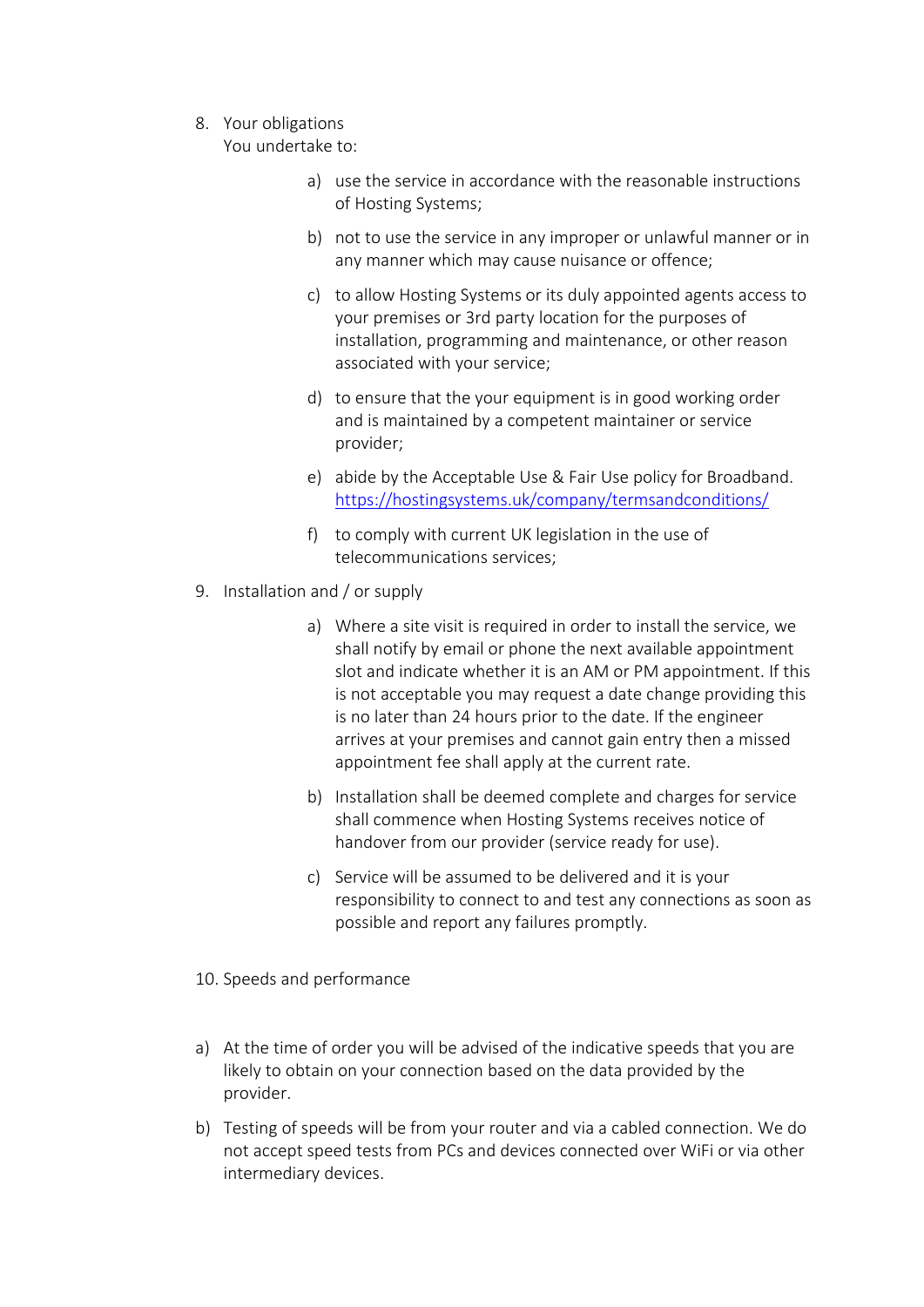8. Your obligations
   You undertake to:

    a) use the service in accordance with the reasonable instructions of Hosting Systems;

    b) not to use the service in any improper or unlawful manner or in any manner which may cause nuisance or offence;

    c) to allow Hosting Systems or its duly appointed agents access to your premises or 3rd party location for the purposes of installation, programming and maintenance, or other reason associated with your service;

    d) to ensure that the your equipment is in good working order and is maintained by a competent maintainer or service provider;

    e) abide by the Acceptable Use & Fair Use policy for Broadband. https://hostingsystems.uk/company/termsandconditions/

    f) to comply with current UK legislation in the use of telecommunications services;

9. Installation and / or supply

    a) Where a site visit is required in order to install the service, we shall notify by email or phone the next available appointment slot and indicate whether it is an AM or PM appointment. If this is not acceptable you may request a date change providing this is no later than 24 hours prior to the date. If the engineer arrives at your premises and cannot gain entry then a missed appointment fee shall apply at the current rate.

    b) Installation shall be deemed complete and charges for service shall commence when Hosting Systems receives notice of handover from our provider (service ready for use).

    c) Service will be assumed to be delivered and it is your responsibility to connect to and test any connections as soon as possible and report any failures promptly.

10. Speeds and performance

a) At the time of order you will be advised of the indicative speeds that you are likely to obtain on your connection based on the data provided by the provider.

b) Testing of speeds will be from your router and via a cabled connection. We do not accept speed tests from PCs and devices connected over WiFi or via other intermediary devices.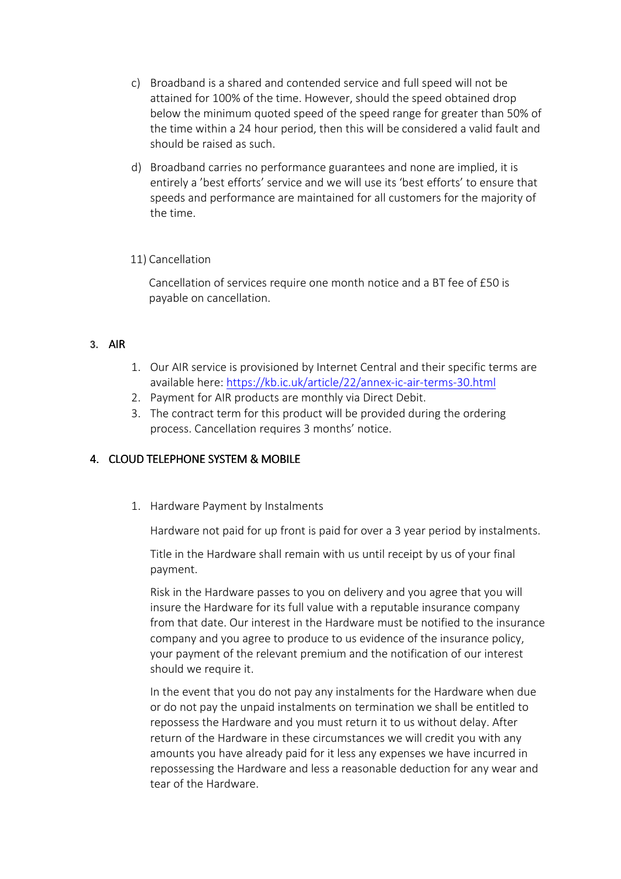c) Broadband is a shared and contended service and full speed will not be attained for 100% of the time. However, should the speed obtained drop below the minimum quoted speed of the speed range for greater than 50% of the time within a 24 hour period, then this will be considered a valid fault and should be raised as such.

d) Broadband carries no performance guarantees and none are implied, it is entirely a 'best efforts' service and we will use its 'best efforts' to ensure that speeds and performance are maintained for all customers for the majority of the time.

11) Cancellation

Cancellation of services require one month notice and a BT fee of £50 is payable on cancellation.

## 3. AIR

1. Our AIR service is provisioned by Internet Central and their specific terms are available here: [https://kb.ic.uk/article/22/annex-ic-air-terms-30.html](https://kb.ic.uk/article/22/annex-ic-air-terms-30.html)
2. Payment for AIR products are monthly via Direct Debit.
3. The contract term for this product will be provided during the ordering process. Cancellation requires 3 months' notice.

## 4. CLOUD TELEPHONE SYSTEM & MOBILE

1. Hardware Payment by Instalments

   Hardware not paid for up front is paid for over a 3 year period by instalments.

   Title in the Hardware shall remain with us until receipt by us of your final payment.

   Risk in the Hardware passes to you on delivery and you agree that you will insure the Hardware for its full value with a reputable insurance company from that date. Our interest in the Hardware must be notified to the insurance company and you agree to produce to us evidence of the insurance policy, your payment of the relevant premium and the notification of our interest should we require it.

   In the event that you do not pay any instalments for the Hardware when due or do not pay the unpaid instalments on termination we shall be entitled to repossess the Hardware and you must return it to us without delay. After return of the Hardware in these circumstances we will credit you with any amounts you have already paid for it less any expenses we have incurred in repossessing the Hardware and less a reasonable deduction for any wear and tear of the Hardware.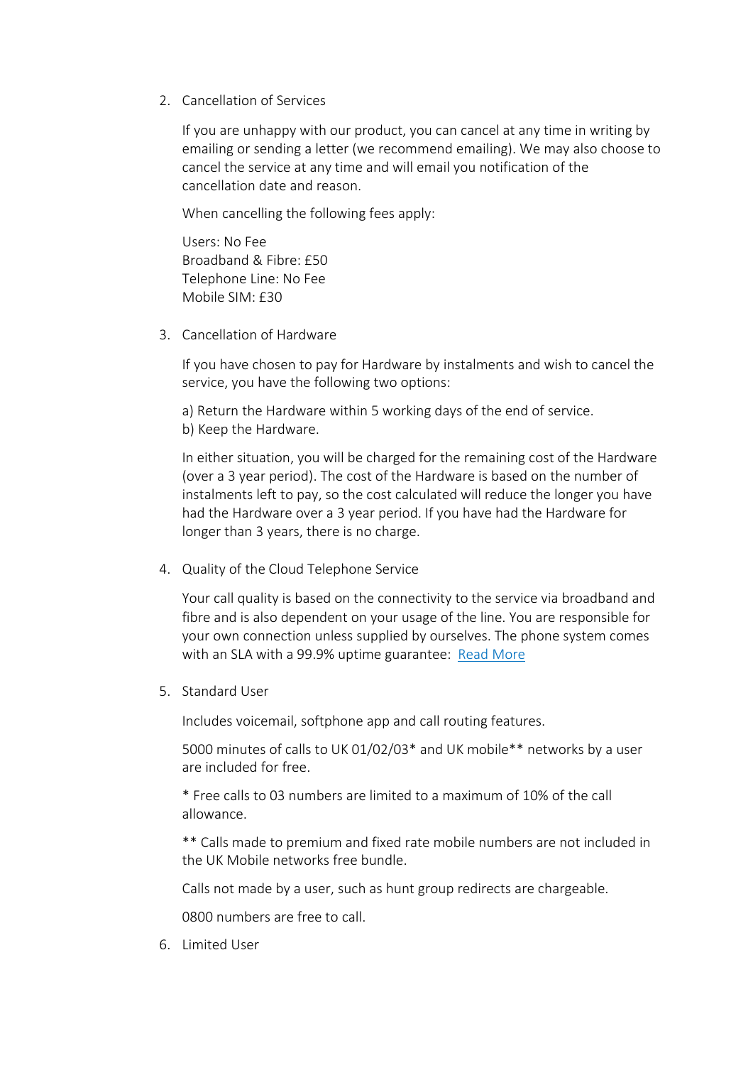2. Cancellation of Services

   If you are unhappy with our product, you can cancel at any time in writing by emailing or sending a letter (we recommend emailing). We may also choose to cancel the service at any time and will email you notification of the cancellation date and reason.

   When cancelling the following fees apply:

   Users: No Fee
   Broadband & Fibre: £50
   Telephone Line: No Fee
   Mobile SIM: £30

3. Cancellation of Hardware

   If you have chosen to pay for Hardware by instalments and wish to cancel the service, you have the following two options:

   a) Return the Hardware within 5 working days of the end of service.
   b) Keep the Hardware.

   In either situation, you will be charged for the remaining cost of the Hardware (over a 3 year period). The cost of the Hardware is based on the number of instalments left to pay, so the cost calculated will reduce the longer you have had the Hardware over a 3 year period. If you have had the Hardware for longer than 3 years, there is no charge.

4. Quality of the Cloud Telephone Service

   Your call quality is based on the connectivity to the service via broadband and fibre and is also dependent on your usage of the line. You are responsible for your own connection unless supplied by ourselves. The phone system comes with an SLA with a 99.9% uptime guarantee: Read More

5. Standard User

   Includes voicemail, softphone app and call routing features.

   5000 minutes of calls to UK 01/02/03* and UK mobile** networks by a user are included for free.

   * Free calls to 03 numbers are limited to a maximum of 10% of the call allowance.

   ** Calls made to premium and fixed rate mobile numbers are not included in the UK Mobile networks free bundle.

   Calls not made by a user, such as hunt group redirects are chargeable.

   0800 numbers are free to call.

6. Limited User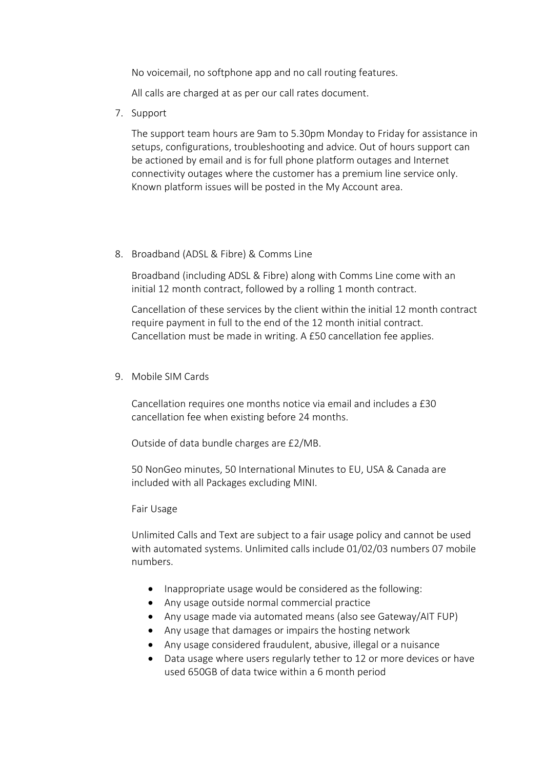No voicemail, no softphone app and no call routing features.

All calls are charged at as per our call rates document.

7. Support

   The support team hours are 9am to 5.30pm Monday to Friday for assistance in setups, configurations, troubleshooting and advice. Out of hours support can be actioned by email and is for full phone platform outages and Internet connectivity outages where the customer has a premium line service only. Known platform issues will be posted in the My Account area.

8. Broadband (ADSL & Fibre) & Comms Line

   Broadband (including ADSL & Fibre) along with Comms Line come with an initial 12 month contract, followed by a rolling 1 month contract.

   Cancellation of these services by the client within the initial 12 month contract require payment in full to the end of the 12 month initial contract. Cancellation must be made in writing. A £50 cancellation fee applies.

9. Mobile SIM Cards

   Cancellation requires one months notice via email and includes a £30 cancellation fee when existing before 24 months.

   Outside of data bundle charges are £2/MB.

   50 NonGeo minutes, 50 International Minutes to EU, USA & Canada are included with all Packages excluding MINI.

   Fair Usage

   Unlimited Calls and Text are subject to a fair usage policy and cannot be used with automated systems. Unlimited calls include 01/02/03 numbers 07 mobile numbers.

   - Inappropriate usage would be considered as the following:
   - Any usage outside normal commercial practice
   - Any usage made via automated means (also see Gateway/AIT FUP)
   - Any usage that damages or impairs the hosting network
   - Any usage considered fraudulent, abusive, illegal or a nuisance
   - Data usage where users regularly tether to 12 or more devices or have used 650GB of data twice within a 6 month period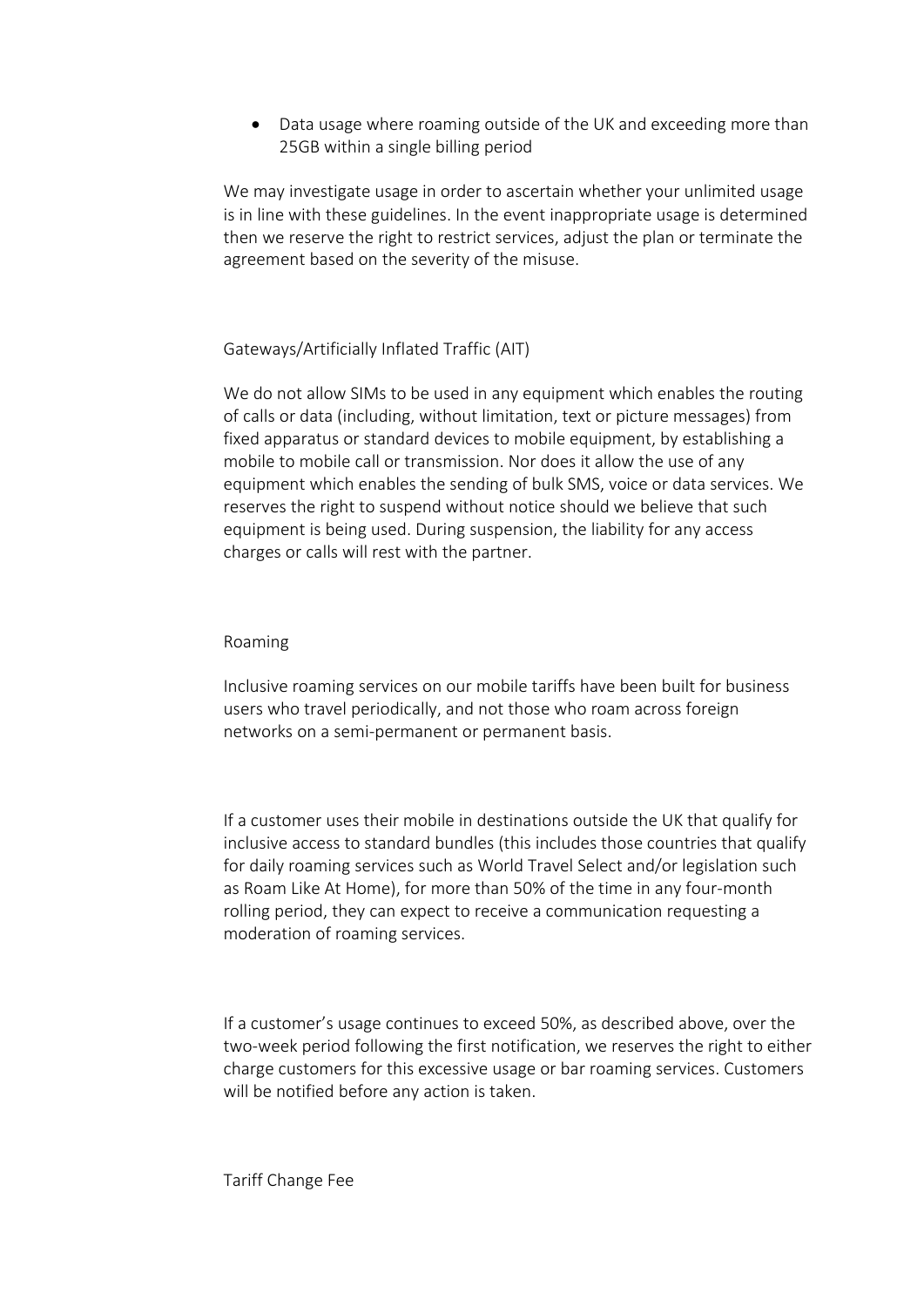- Data usage where roaming outside of the UK and exceeding more than 25GB within a single billing period

We may investigate usage in order to ascertain whether your unlimited usage is in line with these guidelines. In the event inappropriate usage is determined then we reserve the right to restrict services, adjust the plan or terminate the agreement based on the severity of the misuse.

## Gateways/Artificially Inflated Traffic (AIT)

We do not allow SIMs to be used in any equipment which enables the routing of calls or data (including, without limitation, text or picture messages) from fixed apparatus or standard devices to mobile equipment, by establishing a mobile to mobile call or transmission. Nor does it allow the use of any equipment which enables the sending of bulk SMS, voice or data services. We reserves the right to suspend without notice should we believe that such equipment is being used. During suspension, the liability for any access charges or calls will rest with the partner.

## Roaming

Inclusive roaming services on our mobile tariffs have been built for business users who travel periodically, and not those who roam across foreign networks on a semi-permanent or permanent basis.

If a customer uses their mobile in destinations outside the UK that qualify for inclusive access to standard bundles (this includes those countries that qualify for daily roaming services such as World Travel Select and/or legislation such as Roam Like At Home), for more than 50% of the time in any four-month rolling period, they can expect to receive a communication requesting a moderation of roaming services.

If a customer's usage continues to exceed 50%, as described above, over the two-week period following the first notification, we reserves the right to either charge customers for this excessive usage or bar roaming services. Customers will be notified before any action is taken.

## Tariff Change Fee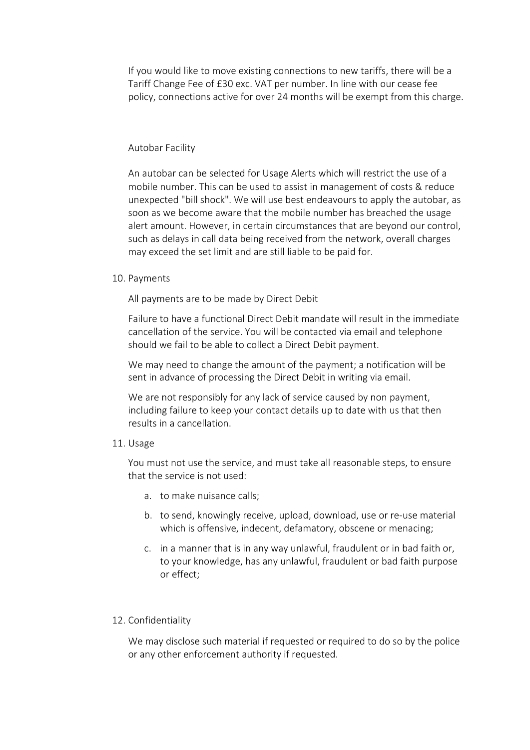If you would like to move existing connections to new tariffs, there will be a Tariff Change Fee of £30 exc. VAT per number. In line with our cease fee policy, connections active for over 24 months will be exempt from this charge.

Autobar Facility

An autobar can be selected for Usage Alerts which will restrict the use of a mobile number. This can be used to assist in management of costs & reduce unexpected "bill shock". We will use best endeavours to apply the autobar, as soon as we become aware that the mobile number has breached the usage alert amount. However, in certain circumstances that are beyond our control, such as delays in call data being received from the network, overall charges may exceed the set limit and are still liable to be paid for.

10. Payments

    All payments are to be made by Direct Debit

    Failure to have a functional Direct Debit mandate will result in the immediate cancellation of the service. You will be contacted via email and telephone should we fail to be able to collect a Direct Debit payment.

    We may need to change the amount of the payment; a notification will be sent in advance of processing the Direct Debit in writing via email.

    We are not responsibly for any lack of service caused by non payment, including failure to keep your contact details up to date with us that then results in a cancellation.

11. Usage

    You must not use the service, and must take all reasonable steps, to ensure that the service is not used:

    a. to make nuisance calls;
    b. to send, knowingly receive, upload, download, use or re-use material which is offensive, indecent, defamatory, obscene or menacing;
    c. in a manner that is in any way unlawful, fraudulent or in bad faith or, to your knowledge, has any unlawful, fraudulent or bad faith purpose or effect;

12. Confidentiality

    We may disclose such material if requested or required to do so by the police or any other enforcement authority if requested.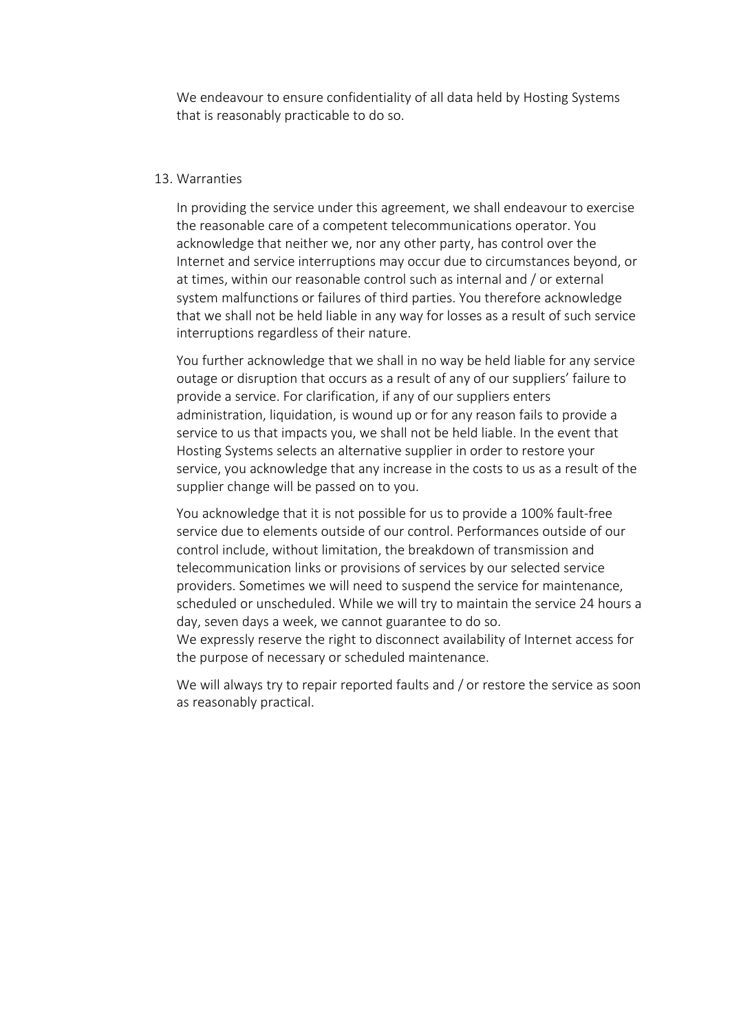We endeavour to ensure confidentiality of all data held by Hosting Systems that is reasonably practicable to do so.

13. Warranties

In providing the service under this agreement, we shall endeavour to exercise the reasonable care of a competent telecommunications operator. You acknowledge that neither we, nor any other party, has control over the Internet and service interruptions may occur due to circumstances beyond, or at times, within our reasonable control such as internal and / or external system malfunctions or failures of third parties. You therefore acknowledge that we shall not be held liable in any way for losses as a result of such service interruptions regardless of their nature.

You further acknowledge that we shall in no way be held liable for any service outage or disruption that occurs as a result of any of our suppliers' failure to provide a service. For clarification, if any of our suppliers enters administration, liquidation, is wound up or for any reason fails to provide a service to us that impacts you, we shall not be held liable. In the event that Hosting Systems selects an alternative supplier in order to restore your service, you acknowledge that any increase in the costs to us as a result of the supplier change will be passed on to you.

You acknowledge that it is not possible for us to provide a 100% fault-free service due to elements outside of our control. Performances outside of our control include, without limitation, the breakdown of transmission and telecommunication links or provisions of services by our selected service providers. Sometimes we will need to suspend the service for maintenance, scheduled or unscheduled. While we will try to maintain the service 24 hours a day, seven days a week, we cannot guarantee to do so.
We expressly reserve the right to disconnect availability of Internet access for the purpose of necessary or scheduled maintenance.

We will always try to repair reported faults and / or restore the service as soon as reasonably practical.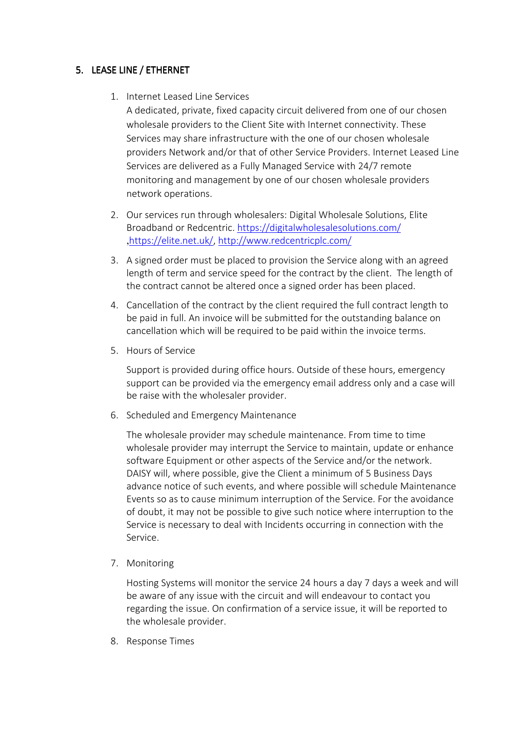## 5. LEASE LINE / ETHERNET

1. Internet Leased Line Services

   A dedicated, private, fixed capacity circuit delivered from one of our chosen wholesale providers to the Client Site with Internet connectivity. These Services may share infrastructure with the one of our chosen wholesale providers Network and/or that of other Service Providers. Internet Leased Line Services are delivered as a Fully Managed Service with 24/7 remote monitoring and management by one of our chosen wholesale providers network operations.

2. Our services run through wholesalers: Digital Wholesale Solutions, Elite Broadband or Redcentric. https://digitalwholesalesolutions.com/ ,https://elite.net.uk/, http://www.redcentricplc.com/

3. A signed order must be placed to provision the Service along with an agreed length of term and service speed for the contract by the client. The length of the contract cannot be altered once a signed order has been placed.

4. Cancellation of the contract by the client required the full contract length to be paid in full. An invoice will be submitted for the outstanding balance on cancellation which will be required to be paid within the invoice terms.

5. Hours of Service

   Support is provided during office hours. Outside of these hours, emergency support can be provided via the emergency email address only and a case will be raise with the wholesaler provider.

6. Scheduled and Emergency Maintenance

   The wholesale provider may schedule maintenance. From time to time wholesale provider may interrupt the Service to maintain, update or enhance software Equipment or other aspects of the Service and/or the network. DAISY will, where possible, give the Client a minimum of 5 Business Days advance notice of such events, and where possible will schedule Maintenance Events so as to cause minimum interruption of the Service. For the avoidance of doubt, it may not be possible to give such notice where interruption to the Service is necessary to deal with Incidents occurring in connection with the Service.

7. Monitoring

   Hosting Systems will monitor the service 24 hours a day 7 days a week and will be aware of any issue with the circuit and will endeavour to contact you regarding the issue. On confirmation of a service issue, it will be reported to the wholesale provider.

8. Response Times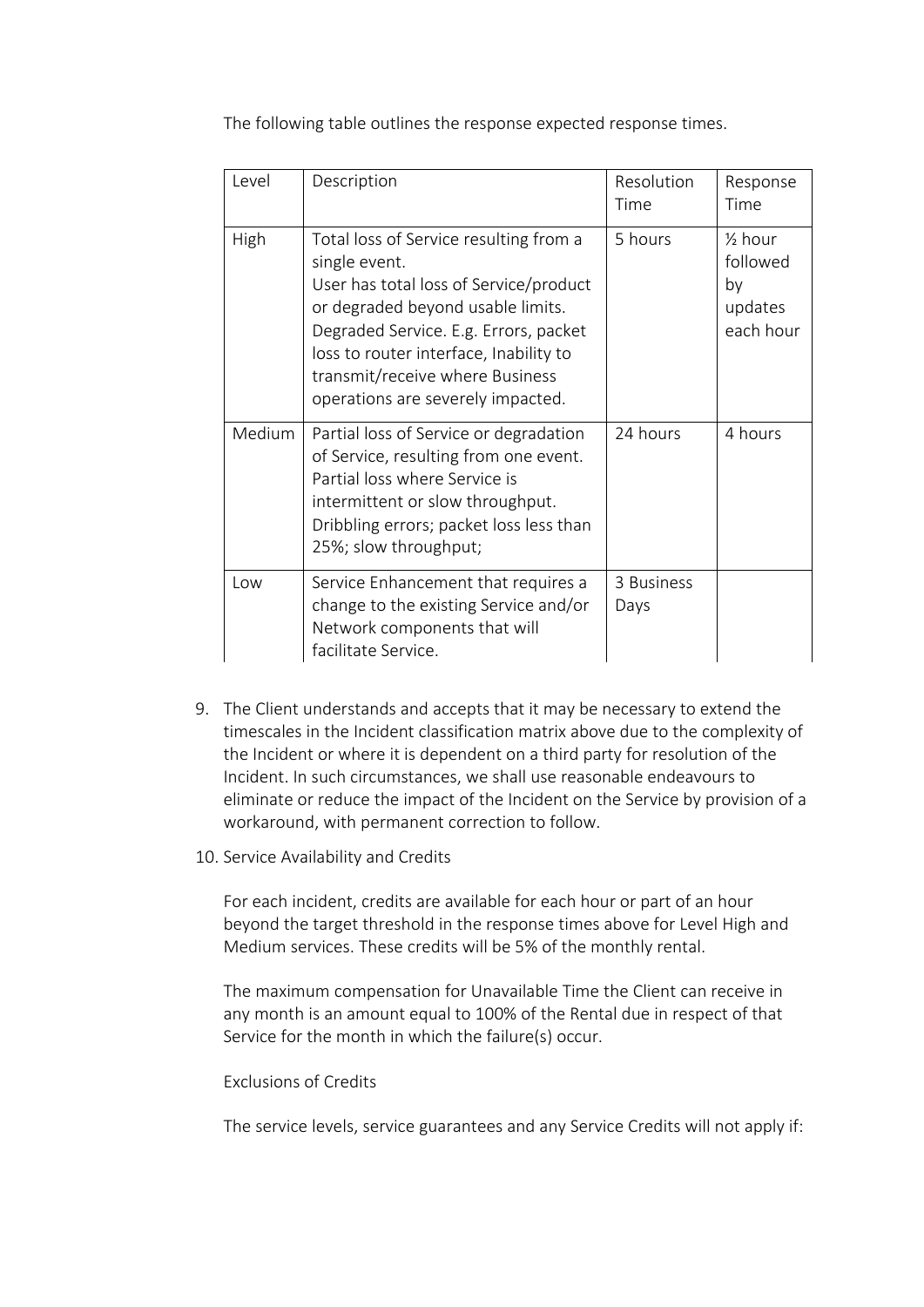The following table outlines the response expected response times.

| Level | Description | Resolution Time | Response Time |
| --- | --- | --- | --- |
| High | Total loss of Service resulting from a single event.<br>User has total loss of Service/product or degraded beyond usable limits.<br>Degraded Service. E.g. Errors, packet loss to router interface, Inability to transmit/receive where Business operations are severely impacted. | 5 hours | ½ hour followed by updates each hour |
| Medium | Partial loss of Service or degradation of Service, resulting from one event.<br>Partial loss where Service is intermittent or slow throughput.<br>Dribbling errors; packet loss less than 25%; slow throughput; | 24 hours | 4 hours |
| Low | Service Enhancement that requires a change to the existing Service and/or Network components that will facilitate Service. | 3 Business Days | |

9. The Client understands and accepts that it may be necessary to extend the timescales in the Incident classification matrix above due to the complexity of the Incident or where it is dependent on a third party for resolution of the Incident. In such circumstances, we shall use reasonable endeavours to eliminate or reduce the impact of the Incident on the Service by provision of a workaround, with permanent correction to follow.

10. Service Availability and Credits

    For each incident, credits are available for each hour or part of an hour beyond the target threshold in the response times above for Level High and Medium services. These credits will be 5% of the monthly rental.

    The maximum compensation for Unavailable Time the Client can receive in any month is an amount equal to 100% of the Rental due in respect of that Service for the month in which the failure(s) occur.

    Exclusions of Credits

    The service levels, service guarantees and any Service Credits will not apply if: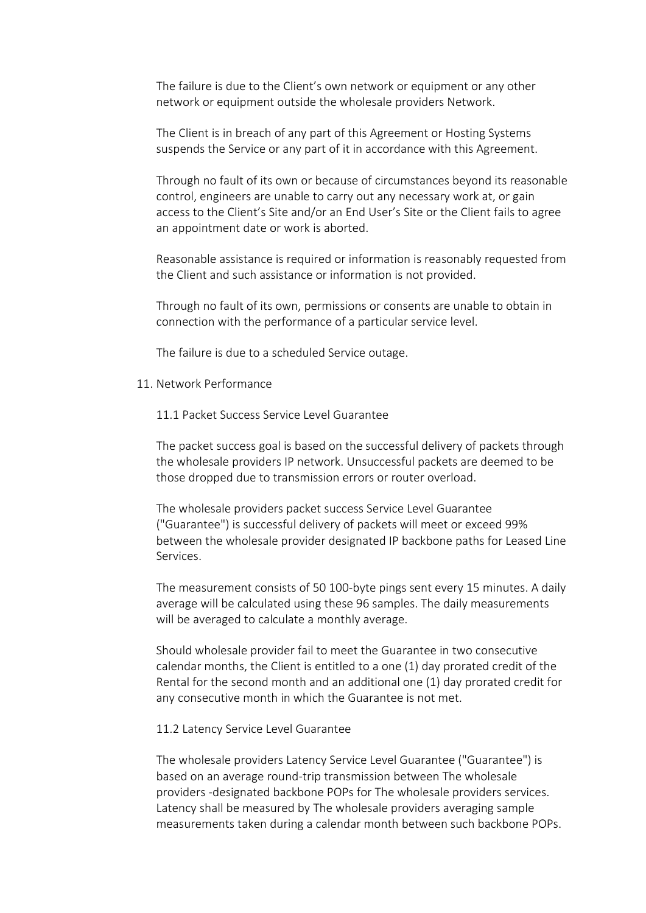The failure is due to the Client's own network or equipment or any other network or equipment outside the wholesale providers Network.

The Client is in breach of any part of this Agreement or Hosting Systems suspends the Service or any part of it in accordance with this Agreement.

Through no fault of its own or because of circumstances beyond its reasonable control, engineers are unable to carry out any necessary work at, or gain access to the Client's Site and/or an End User's Site or the Client fails to agree an appointment date or work is aborted.

Reasonable assistance is required or information is reasonably requested from the Client and such assistance or information is not provided.

Through no fault of its own, permissions or consents are unable to obtain in connection with the performance of a particular service level.

The failure is due to a scheduled Service outage.

11. Network Performance

11.1 Packet Success Service Level Guarantee

The packet success goal is based on the successful delivery of packets through the wholesale providers IP network. Unsuccessful packets are deemed to be those dropped due to transmission errors or router overload.

The wholesale providers packet success Service Level Guarantee ("Guarantee") is successful delivery of packets will meet or exceed 99% between the wholesale provider designated IP backbone paths for Leased Line Services.

The measurement consists of 50 100-byte pings sent every 15 minutes. A daily average will be calculated using these 96 samples. The daily measurements will be averaged to calculate a monthly average.

Should wholesale provider fail to meet the Guarantee in two consecutive calendar months, the Client is entitled to a one (1) day prorated credit of the Rental for the second month and an additional one (1) day prorated credit for any consecutive month in which the Guarantee is not met.

11.2 Latency Service Level Guarantee

The wholesale providers Latency Service Level Guarantee ("Guarantee") is based on an average round-trip transmission between The wholesale providers -designated backbone POPs for The wholesale providers services. Latency shall be measured by The wholesale providers averaging sample measurements taken during a calendar month between such backbone POPs.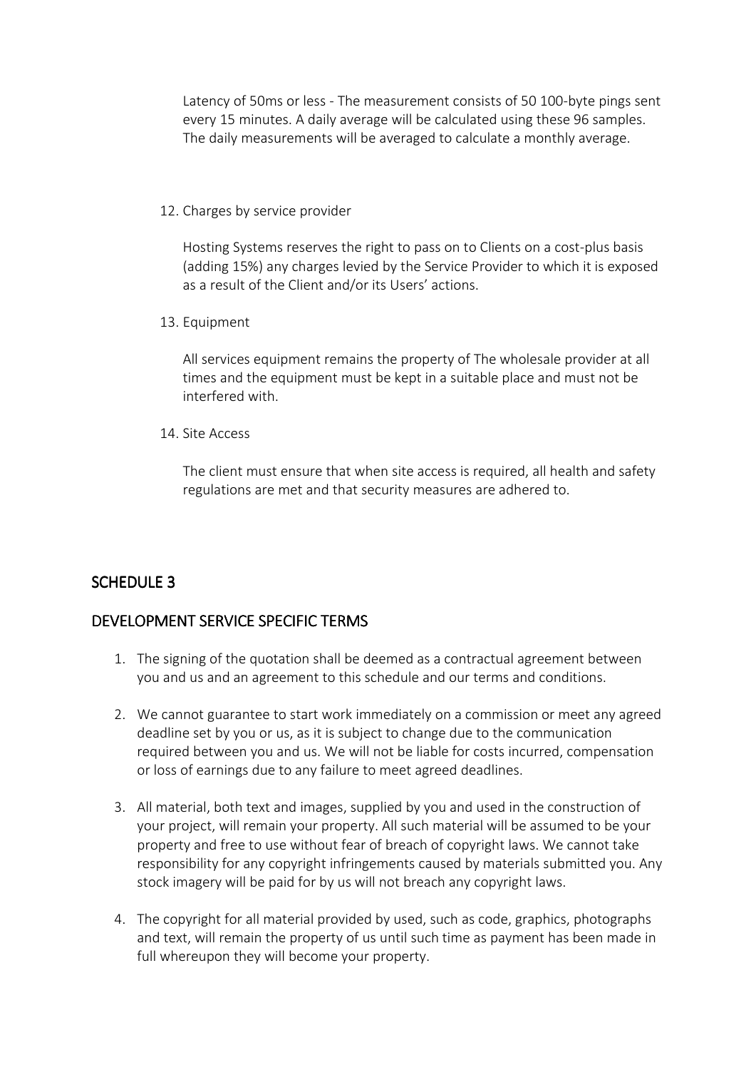Latency of 50ms or less - The measurement consists of 50 100-byte pings sent every 15 minutes. A daily average will be calculated using these 96 samples. The daily measurements will be averaged to calculate a monthly average.

12. Charges by service provider

    Hosting Systems reserves the right to pass on to Clients on a cost-plus basis (adding 15%) any charges levied by the Service Provider to which it is exposed as a result of the Client and/or its Users' actions.

13. Equipment

    All services equipment remains the property of The wholesale provider at all times and the equipment must be kept in a suitable place and must not be interfered with.

14. Site Access

    The client must ensure that when site access is required, all health and safety regulations are met and that security measures are adhered to.

## SCHEDULE 3

## DEVELOPMENT SERVICE SPECIFIC TERMS

1. The signing of the quotation shall be deemed as a contractual agreement between you and us and an agreement to this schedule and our terms and conditions.

2. We cannot guarantee to start work immediately on a commission or meet any agreed deadline set by you or us, as it is subject to change due to the communication required between you and us. We will not be liable for costs incurred, compensation or loss of earnings due to any failure to meet agreed deadlines.

3. All material, both text and images, supplied by you and used in the construction of your project, will remain your property. All such material will be assumed to be your property and free to use without fear of breach of copyright laws. We cannot take responsibility for any copyright infringements caused by materials submitted you. Any stock imagery will be paid for by us will not breach any copyright laws.

4. The copyright for all material provided by used, such as code, graphics, photographs and text, will remain the property of us until such time as payment has been made in full whereupon they will become your property.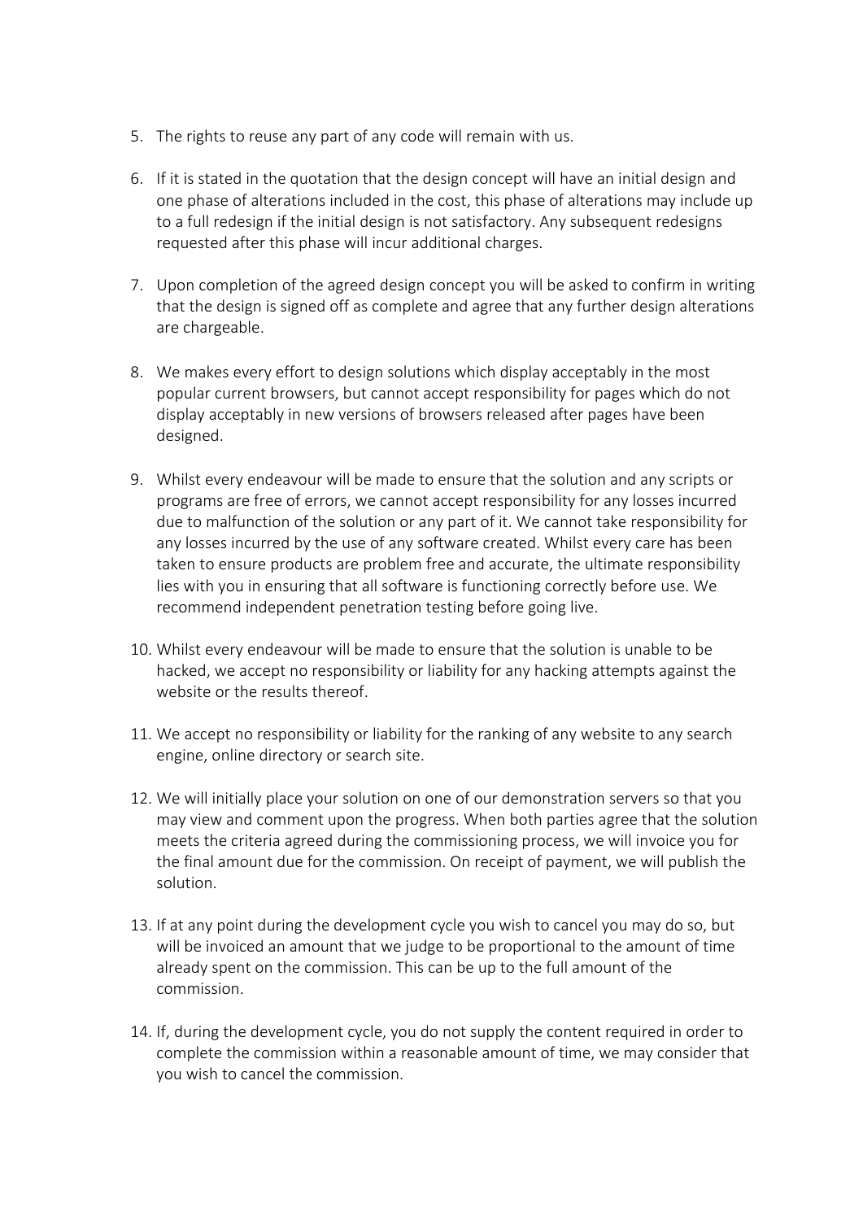5. The rights to reuse any part of any code will remain with us.

6. If it is stated in the quotation that the design concept will have an initial design and one phase of alterations included in the cost, this phase of alterations may include up to a full redesign if the initial design is not satisfactory. Any subsequent redesigns requested after this phase will incur additional charges.

7. Upon completion of the agreed design concept you will be asked to confirm in writing that the design is signed off as complete and agree that any further design alterations are chargeable.

8. We makes every effort to design solutions which display acceptably in the most popular current browsers, but cannot accept responsibility for pages which do not display acceptably in new versions of browsers released after pages have been designed.

9. Whilst every endeavour will be made to ensure that the solution and any scripts or programs are free of errors, we cannot accept responsibility for any losses incurred due to malfunction of the solution or any part of it. We cannot take responsibility for any losses incurred by the use of any software created. Whilst every care has been taken to ensure products are problem free and accurate, the ultimate responsibility lies with you in ensuring that all software is functioning correctly before use. We recommend independent penetration testing before going live.

10. Whilst every endeavour will be made to ensure that the solution is unable to be hacked, we accept no responsibility or liability for any hacking attempts against the website or the results thereof.

11. We accept no responsibility or liability for the ranking of any website to any search engine, online directory or search site.

12. We will initially place your solution on one of our demonstration servers so that you may view and comment upon the progress. When both parties agree that the solution meets the criteria agreed during the commissioning process, we will invoice you for the final amount due for the commission. On receipt of payment, we will publish the solution.

13. If at any point during the development cycle you wish to cancel you may do so, but will be invoiced an amount that we judge to be proportional to the amount of time already spent on the commission. This can be up to the full amount of the commission.

14. If, during the development cycle, you do not supply the content required in order to complete the commission within a reasonable amount of time, we may consider that you wish to cancel the commission.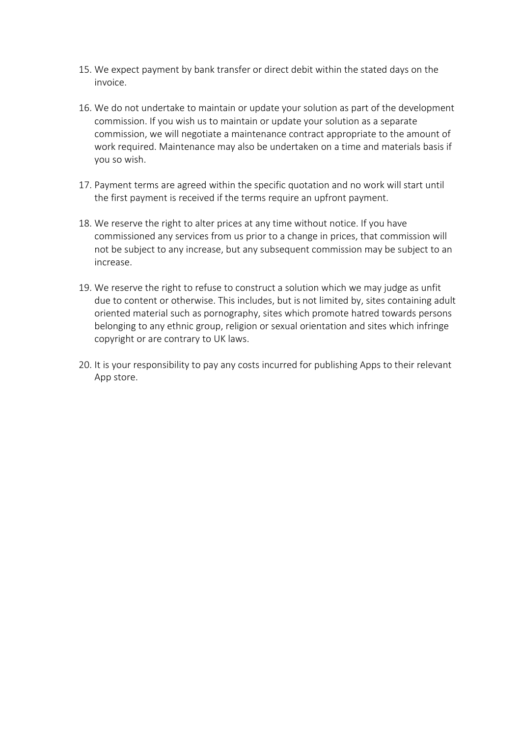15. We expect payment by bank transfer or direct debit within the stated days on the invoice.

16. We do not undertake to maintain or update your solution as part of the development commission. If you wish us to maintain or update your solution as a separate commission, we will negotiate a maintenance contract appropriate to the amount of work required. Maintenance may also be undertaken on a time and materials basis if you so wish.

17. Payment terms are agreed within the specific quotation and no work will start until the first payment is received if the terms require an upfront payment.

18. We reserve the right to alter prices at any time without notice. If you have commissioned any services from us prior to a change in prices, that commission will not be subject to any increase, but any subsequent commission may be subject to an increase.

19. We reserve the right to refuse to construct a solution which we may judge as unfit due to content or otherwise. This includes, but is not limited by, sites containing adult oriented material such as pornography, sites which promote hatred towards persons belonging to any ethnic group, religion or sexual orientation and sites which infringe copyright or are contrary to UK laws.

20. It is your responsibility to pay any costs incurred for publishing Apps to their relevant App store.